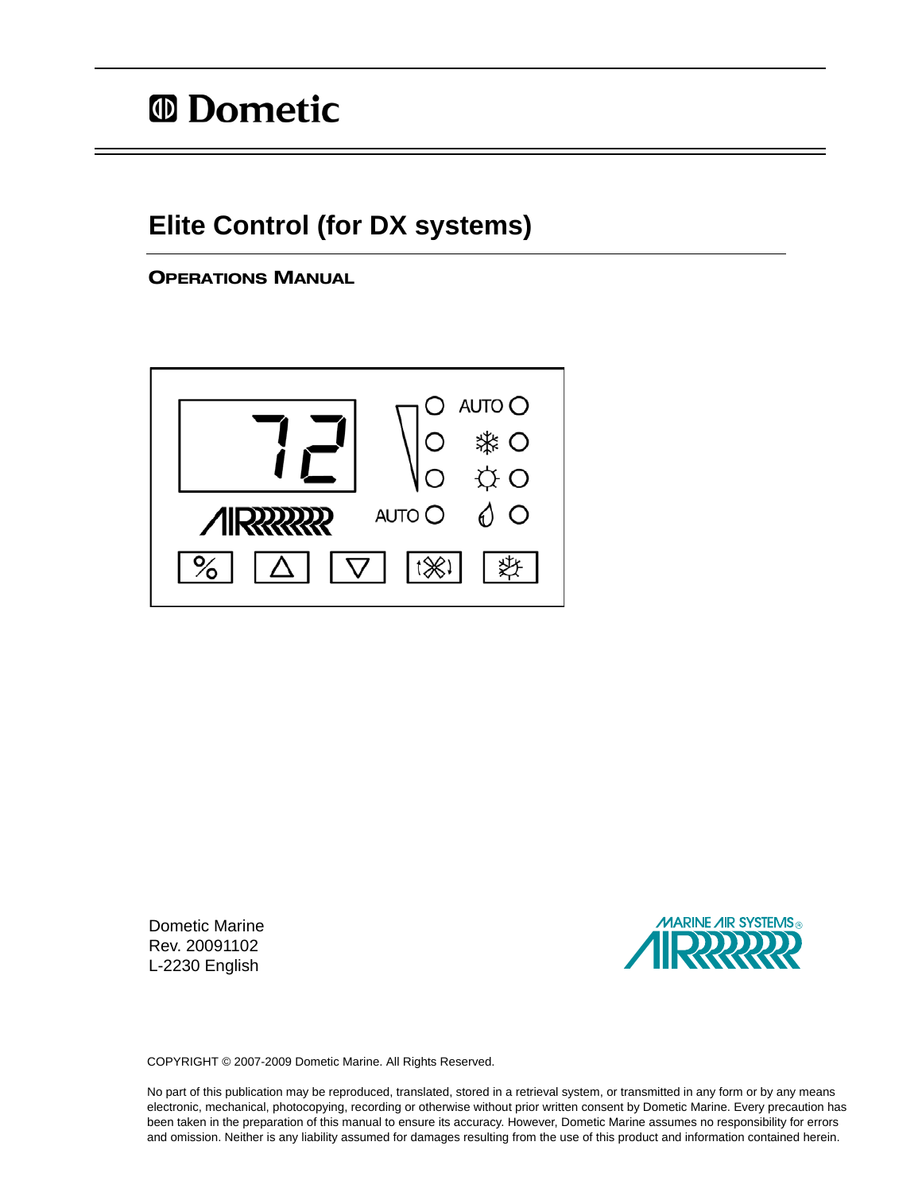Dometic

# Elite Control (for DX systems)

## OPERATIONS MANUAL

Dometic Marine
Rev. 20091102
L-2230 English

MARINE AIR SYSTEMS

COPYRIGHT © 2007-2009 Dometic Marine. All Rights Reserved.

No part of this publication may be reproduced, translated, stored in a retrieval system, or transmitted in any form or by any means electronic, mechanical, photocopying, recording or otherwise without prior written consent by Dometic Marine. Every precaution has been taken in the preparation of this manual to ensure its accuracy. However, Dometic Marine assumes no responsibility for errors and omission. Neither is any liability assumed for damages resulting from the use of this product and information contained herein.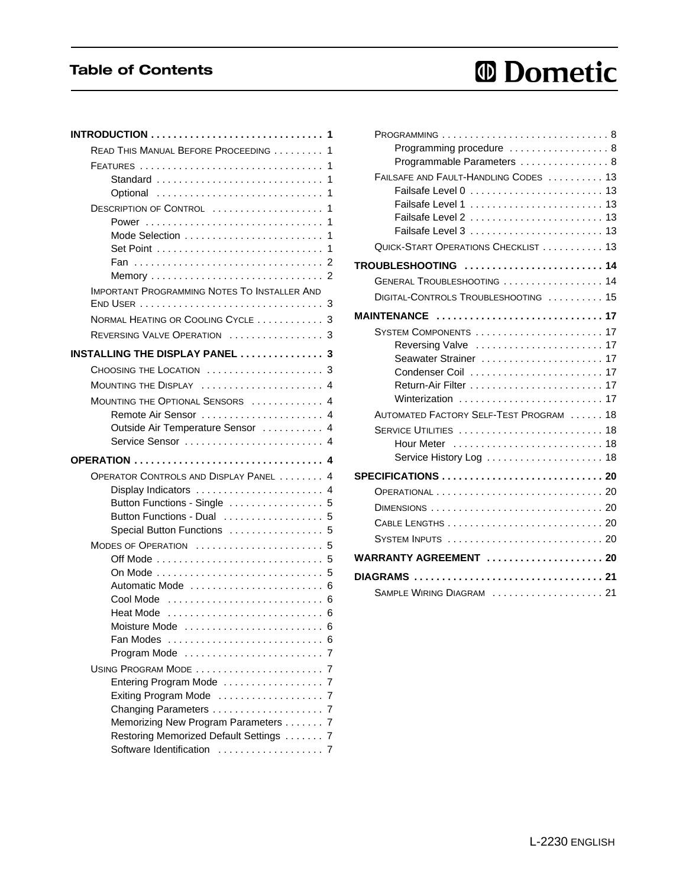# Table of Contents

**INTRODUCTION** . . . . . . . . . . . . . . . . . . . . . . . . . . . . . . **1**

- READ THIS MANUAL BEFORE PROCEEDING . . . . . . . . . 1
- FEATURES . . . . . . . . . . . . . . . . . . . . . . . . . . . . . . . . 1
  - Standard . . . . . . . . . . . . . . . . . . . . . . . . . . . . . 1
  - Optional . . . . . . . . . . . . . . . . . . . . . . . . . . . . . 1
- DESCRIPTION OF CONTROL . . . . . . . . . . . . . . . . . . . 1
  - Power . . . . . . . . . . . . . . . . . . . . . . . . . . . . . . . 1
  - Mode Selection . . . . . . . . . . . . . . . . . . . . . . . . 1
  - Set Point . . . . . . . . . . . . . . . . . . . . . . . . . . . . 1
  - Fan . . . . . . . . . . . . . . . . . . . . . . . . . . . . . . . . . 2
  - Memory . . . . . . . . . . . . . . . . . . . . . . . . . . . . . 2
- IMPORTANT PROGRAMMING NOTES TO INSTALLER AND END USER . . . . . . . . . . . . . . . . . . . . . . . . . . . . . . . . 3
- NORMAL HEATING OR COOLING CYCLE . . . . . . . . . . . 3
- REVERSING VALVE OPERATION . . . . . . . . . . . . . . . . 3

**INSTALLING THE DISPLAY PANEL** . . . . . . . . . . . . . . . **3**

- CHOOSING THE LOCATION . . . . . . . . . . . . . . . . . . . . 3
- MOUNTING THE DISPLAY . . . . . . . . . . . . . . . . . . . . . 4
- MOUNTING THE OPTIONAL SENSORS . . . . . . . . . . . . 4
  - Remote Air Sensor . . . . . . . . . . . . . . . . . . . . . 4
  - Outside Air Temperature Sensor . . . . . . . . . . . 4
  - Service Sensor . . . . . . . . . . . . . . . . . . . . . . . . 4

**OPERATION** . . . . . . . . . . . . . . . . . . . . . . . . . . . . . . . . . **4**

- OPERATOR CONTROLS AND DISPLAY PANEL . . . . . . . . 4
  - Display Indicators . . . . . . . . . . . . . . . . . . . . . . 4
  - Button Functions - Single . . . . . . . . . . . . . . . . 5
  - Button Functions - Dual . . . . . . . . . . . . . . . . . 5
  - Special Button Functions . . . . . . . . . . . . . . . . 5
- MODES OF OPERATION . . . . . . . . . . . . . . . . . . . . . . . 5
  - Off Mode . . . . . . . . . . . . . . . . . . . . . . . . . . . . . 5
  - On Mode . . . . . . . . . . . . . . . . . . . . . . . . . . . . . 5
  - Automatic Mode . . . . . . . . . . . . . . . . . . . . . . . 6
  - Cool Mode . . . . . . . . . . . . . . . . . . . . . . . . . . . 6
  - Heat Mode . . . . . . . . . . . . . . . . . . . . . . . . . . . 6
  - Moisture Mode . . . . . . . . . . . . . . . . . . . . . . . . 6
  - Fan Modes . . . . . . . . . . . . . . . . . . . . . . . . . . . 6
  - Program Mode . . . . . . . . . . . . . . . . . . . . . . . . 7
- USING PROGRAM MODE . . . . . . . . . . . . . . . . . . . . . . 7
  - Entering Program Mode . . . . . . . . . . . . . . . . . 7
  - Exiting Program Mode . . . . . . . . . . . . . . . . . . 7
  - Changing Parameters . . . . . . . . . . . . . . . . . . . 7
  - Memorizing New Program Parameters . . . . . . . 7
  - Restoring Memorized Default Settings . . . . . . . 7
  - Software Identification . . . . . . . . . . . . . . . . . . 7
- PROGRAMMING . . . . . . . . . . . . . . . . . . . . . . . . . . . . . 8
  - Programming procedure . . . . . . . . . . . . . . . . . 8
  - Programmable Parameters . . . . . . . . . . . . . . . 8
- FAILSAFE AND FAULT-HANDLING CODES . . . . . . . . . . 13
  - Failsafe Level 0 . . . . . . . . . . . . . . . . . . . . . . . 13
  - Failsafe Level 1 . . . . . . . . . . . . . . . . . . . . . . . 13
  - Failsafe Level 2 . . . . . . . . . . . . . . . . . . . . . . . 13
  - Failsafe Level 3 . . . . . . . . . . . . . . . . . . . . . . . 13
- QUICK-START OPERATIONS CHECKLIST . . . . . . . . . . . 13

**TROUBLESHOOTING** . . . . . . . . . . . . . . . . . . . . . . . . **14**

- GENERAL TROUBLESHOOTING . . . . . . . . . . . . . . . . . 14
- DIGITAL-CONTROLS TROUBLESHOOTING . . . . . . . . . . 15

**MAINTENANCE** . . . . . . . . . . . . . . . . . . . . . . . . . . . . . **17**

- SYSTEM COMPONENTS . . . . . . . . . . . . . . . . . . . . . . . 17
  - Reversing Valve . . . . . . . . . . . . . . . . . . . . . . . 17
  - Seawater Strainer . . . . . . . . . . . . . . . . . . . . . . 17
  - Condenser Coil . . . . . . . . . . . . . . . . . . . . . . . . 17
  - Return-Air Filter . . . . . . . . . . . . . . . . . . . . . . . 17
  - Winterization . . . . . . . . . . . . . . . . . . . . . . . . . 17
- AUTOMATED FACTORY SELF-TEST PROGRAM . . . . . . 18
- SERVICE UTILITIES . . . . . . . . . . . . . . . . . . . . . . . . . 18
  - Hour Meter . . . . . . . . . . . . . . . . . . . . . . . . . . . 18
  - Service History Log . . . . . . . . . . . . . . . . . . . . 18

**SPECIFICATIONS** . . . . . . . . . . . . . . . . . . . . . . . . . . . . **20**

- OPERATIONAL . . . . . . . . . . . . . . . . . . . . . . . . . . . . . 20
- DIMENSIONS . . . . . . . . . . . . . . . . . . . . . . . . . . . . . . 20
- CABLE LENGTHS . . . . . . . . . . . . . . . . . . . . . . . . . . . 20
- SYSTEM INPUTS . . . . . . . . . . . . . . . . . . . . . . . . . . . 20

**WARRANTY AGREEMENT** . . . . . . . . . . . . . . . . . . . . **20**

**DIAGRAMS** . . . . . . . . . . . . . . . . . . . . . . . . . . . . . . . . . **21**

- SAMPLE WIRING DIAGRAM . . . . . . . . . . . . . . . . . . . 21

L-2230 ENGLISH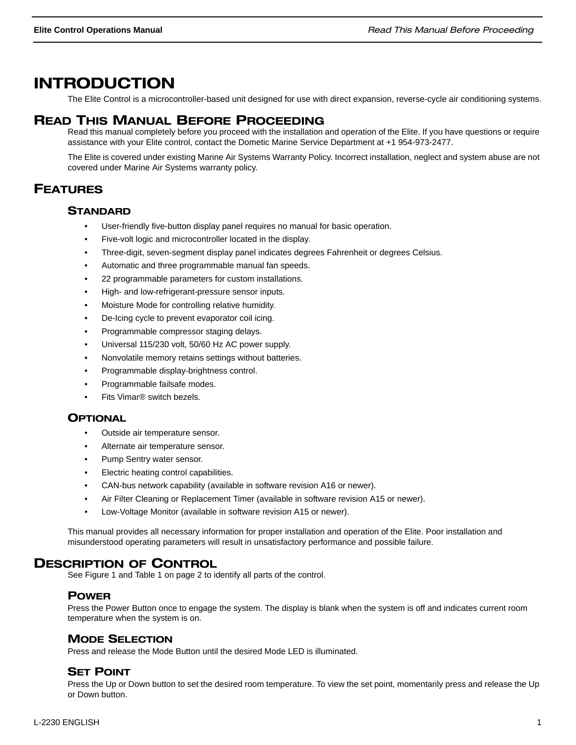# INTRODUCTION

The Elite Control is a microcontroller-based unit designed for use with direct expansion, reverse-cycle air conditioning systems.

# READ THIS MANUAL BEFORE PROCEEDING

Read this manual completely before you proceed with the installation and operation of the Elite. If you have questions or require assistance with your Elite control, contact the Dometic Marine Service Department at +1 954-973-2477.

The Elite is covered under existing Marine Air Systems Warranty Policy. Incorrect installation, neglect and system abuse are not covered under Marine Air Systems warranty policy.

# FEATURES

## STANDARD

- User-friendly five-button display panel requires no manual for basic operation.
- Five-volt logic and microcontroller located in the display.
- Three-digit, seven-segment display panel indicates degrees Fahrenheit or degrees Celsius.
- Automatic and three programmable manual fan speeds.
- 22 programmable parameters for custom installations.
- High- and low-refrigerant-pressure sensor inputs.
- Moisture Mode for controlling relative humidity.
- De-Icing cycle to prevent evaporator coil icing.
- Programmable compressor staging delays.
- Universal 115/230 volt, 50/60 Hz AC power supply.
- Nonvolatile memory retains settings without batteries.
- Programmable display-brightness control.
- Programmable failsafe modes.
- Fits Vimar® switch bezels.

## OPTIONAL

- Outside air temperature sensor.
- Alternate air temperature sensor.
- Pump Sentry water sensor.
- Electric heating control capabilities.
- CAN-bus network capability (available in software revision A16 or newer).
- Air Filter Cleaning or Replacement Timer (available in software revision A15 or newer).
- Low-Voltage Monitor (available in software revision A15 or newer).

This manual provides all necessary information for proper installation and operation of the Elite. Poor installation and misunderstood operating parameters will result in unsatisfactory performance and possible failure.

# DESCRIPTION OF CONTROL

See Figure 1 and Table 1 on page 2 to identify all parts of the control.

## POWER

Press the Power Button once to engage the system. The display is blank when the system is off and indicates current room temperature when the system is on.

## MODE SELECTION

Press and release the Mode Button until the desired Mode LED is illuminated.

## SET POINT

Press the Up or Down button to set the desired room temperature. To view the set point, momentarily press and release the Up or Down button.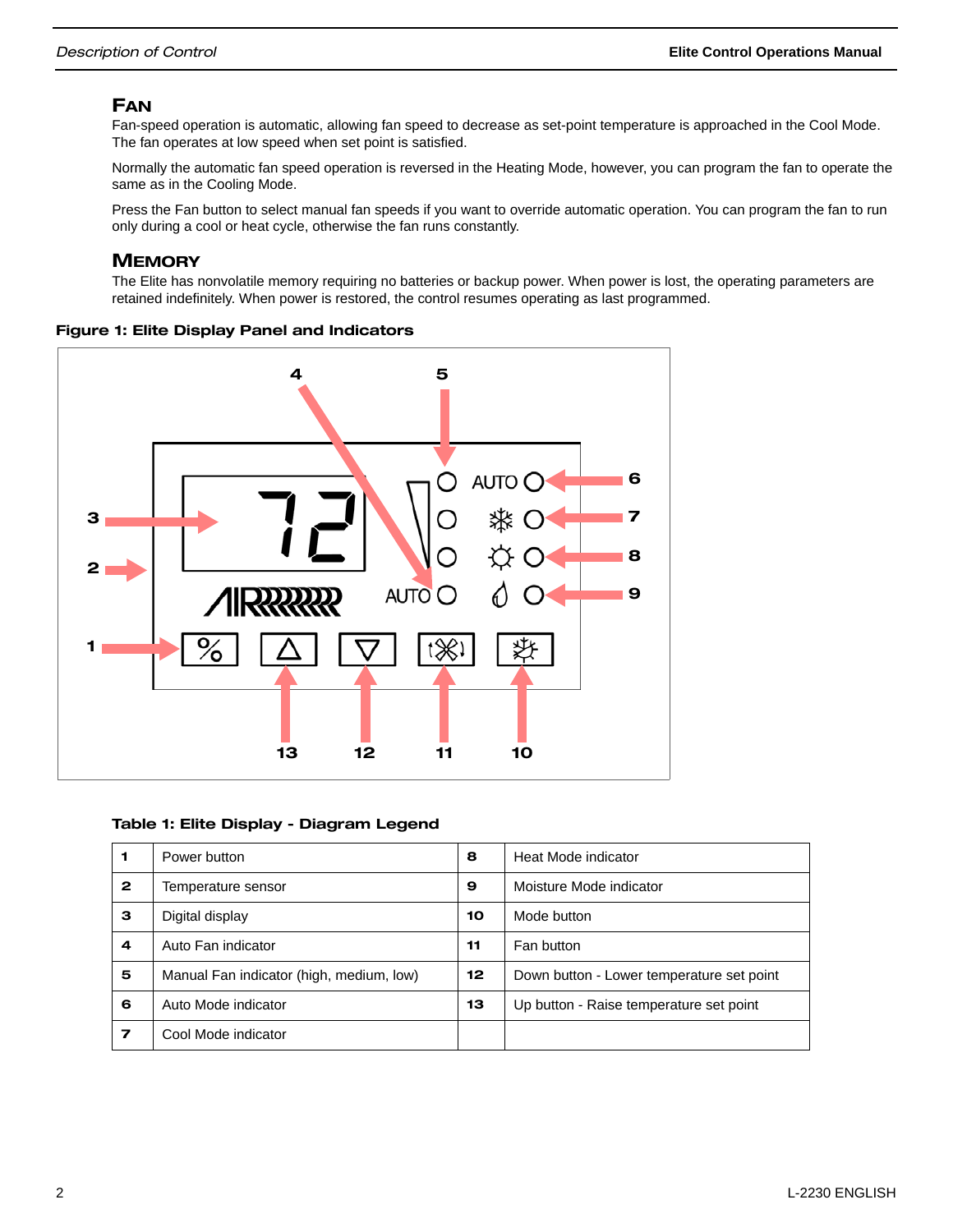## Fan

Fan-speed operation is automatic, allowing fan speed to decrease as set-point temperature is approached in the Cool Mode. The fan operates at low speed when set point is satisfied.

Normally the automatic fan speed operation is reversed in the Heating Mode, however, you can program the fan to operate the same as in the Cooling Mode.

Press the Fan button to select manual fan speeds if you want to override automatic operation. You can program the fan to run only during a cool or heat cycle, otherwise the fan runs constantly.

## Memory

The Elite has nonvolatile memory requiring no batteries or backup power. When power is lost, the operating parameters are retained indefinitely. When power is restored, the control resumes operating as last programmed.

**Figure 1: Elite Display Panel and Indicators**

**Table 1: Elite Display - Diagram Legend**

| | | | |
|---|---|---|---|
| **1** | Power button | **8** | Heat Mode indicator |
| **2** | Temperature sensor | **9** | Moisture Mode indicator |
| **3** | Digital display | **10** | Mode button |
| **4** | Auto Fan indicator | **11** | Fan button |
| **5** | Manual Fan indicator (high, medium, low) | **12** | Down button - Lower temperature set point |
| **6** | Auto Mode indicator | **13** | Up button - Raise temperature set point |
| **7** | Cool Mode indicator | | |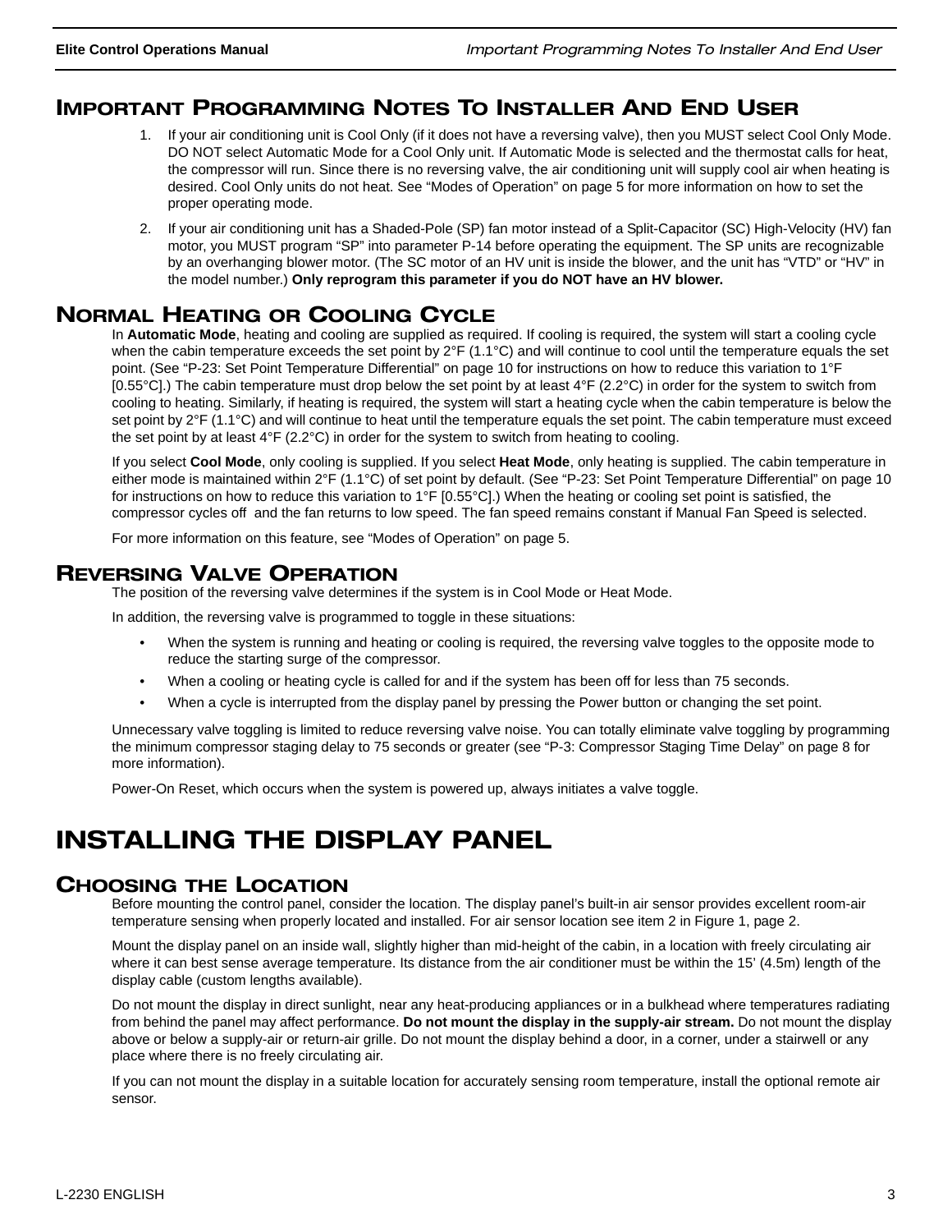## Important Programming Notes To Installer And End User

1. If your air conditioning unit is Cool Only (if it does not have a reversing valve), then you MUST select Cool Only Mode. DO NOT select Automatic Mode for a Cool Only unit. If Automatic Mode is selected and the thermostat calls for heat, the compressor will run. Since there is no reversing valve, the air conditioning unit will supply cool air when heating is desired. Cool Only units do not heat. See "Modes of Operation" on page 5 for more information on how to set the proper operating mode.
2. If your air conditioning unit has a Shaded-Pole (SP) fan motor instead of a Split-Capacitor (SC) High-Velocity (HV) fan motor, you MUST program "SP" into parameter P-14 before operating the equipment. The SP units are recognizable by an overhanging blower motor. (The SC motor of an HV unit is inside the blower, and the unit has "VTD" or "HV" in the model number.) **Only reprogram this parameter if you do NOT have an HV blower.**

## Normal Heating or Cooling Cycle

In **Automatic Mode**, heating and cooling are supplied as required. If cooling is required, the system will start a cooling cycle when the cabin temperature exceeds the set point by 2°F (1.1°C) and will continue to cool until the temperature equals the set point. (See "P-23: Set Point Temperature Differential" on page 10 for instructions on how to reduce this variation to 1°F [0.55°C].) The cabin temperature must drop below the set point by at least 4°F (2.2°C) in order for the system to switch from cooling to heating. Similarly, if heating is required, the system will start a heating cycle when the cabin temperature is below the set point by 2°F (1.1°C) and will continue to heat until the temperature equals the set point. The cabin temperature must exceed the set point by at least 4°F (2.2°C) in order for the system to switch from heating to cooling.

If you select **Cool Mode**, only cooling is supplied. If you select **Heat Mode**, only heating is supplied. The cabin temperature in either mode is maintained within 2°F (1.1°C) of set point by default. (See "P-23: Set Point Temperature Differential" on page 10 for instructions on how to reduce this variation to 1°F [0.55°C].) When the heating or cooling set point is satisfied, the compressor cycles off and the fan returns to low speed. The fan speed remains constant if Manual Fan Speed is selected.

For more information on this feature, see "Modes of Operation" on page 5.

## Reversing Valve Operation

The position of the reversing valve determines if the system is in Cool Mode or Heat Mode.

In addition, the reversing valve is programmed to toggle in these situations:

- When the system is running and heating or cooling is required, the reversing valve toggles to the opposite mode to reduce the starting surge of the compressor.
- When a cooling or heating cycle is called for and if the system has been off for less than 75 seconds.
- When a cycle is interrupted from the display panel by pressing the Power button or changing the set point.

Unnecessary valve toggling is limited to reduce reversing valve noise. You can totally eliminate valve toggling by programming the minimum compressor staging delay to 75 seconds or greater (see "P-3: Compressor Staging Time Delay" on page 8 for more information).

Power-On Reset, which occurs when the system is powered up, always initiates a valve toggle.

# INSTALLING THE DISPLAY PANEL

## Choosing the Location

Before mounting the control panel, consider the location. The display panel's built-in air sensor provides excellent room-air temperature sensing when properly located and installed. For air sensor location see item 2 in Figure 1, page 2.

Mount the display panel on an inside wall, slightly higher than mid-height of the cabin, in a location with freely circulating air where it can best sense average temperature. Its distance from the air conditioner must be within the 15' (4.5m) length of the display cable (custom lengths available).

Do not mount the display in direct sunlight, near any heat-producing appliances or in a bulkhead where temperatures radiating from behind the panel may affect performance. **Do not mount the display in the supply-air stream.** Do not mount the display above or below a supply-air or return-air grille. Do not mount the display behind a door, in a corner, under a stairwell or any place where there is no freely circulating air.

If you can not mount the display in a suitable location for accurately sensing room temperature, install the optional remote air sensor.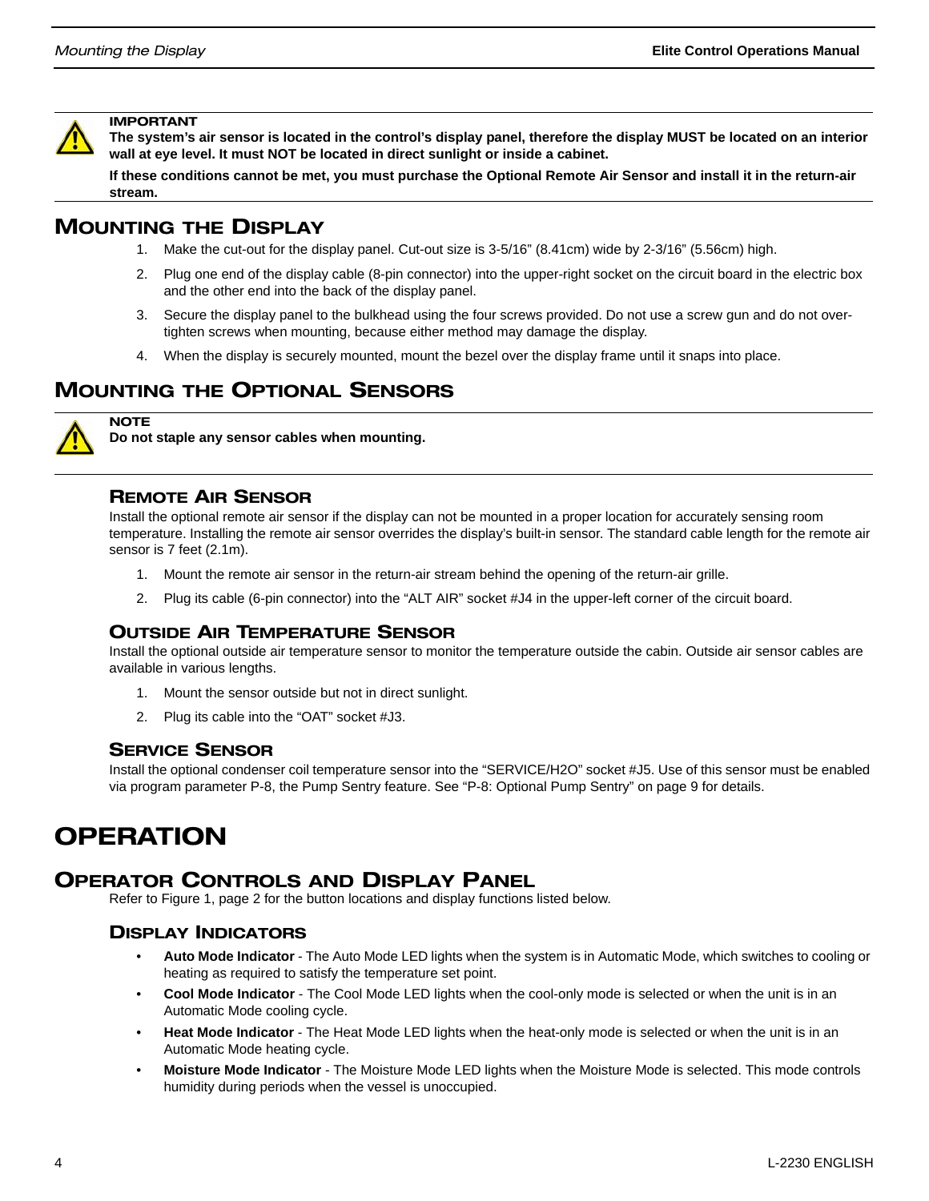**IMPORTANT**

**The system's air sensor is located in the control's display panel, therefore the display MUST be located on an interior wall at eye level. It must NOT be located in direct sunlight or inside a cabinet.**

**If these conditions cannot be met, you must purchase the Optional Remote Air Sensor and install it in the return-air stream.**

## Mounting the Display

1. Make the cut-out for the display panel. Cut-out size is 3-5/16" (8.41cm) wide by 2-3/16" (5.56cm) high.
2. Plug one end of the display cable (8-pin connector) into the upper-right socket on the circuit board in the electric box and the other end into the back of the display panel.
3. Secure the display panel to the bulkhead using the four screws provided. Do not use a screw gun and do not over-tighten screws when mounting, because either method may damage the display.
4. When the display is securely mounted, mount the bezel over the display frame until it snaps into place.

## Mounting the Optional Sensors

**NOTE**

**Do not staple any sensor cables when mounting.**

### Remote Air Sensor

Install the optional remote air sensor if the display can not be mounted in a proper location for accurately sensing room temperature. Installing the remote air sensor overrides the display's built-in sensor. The standard cable length for the remote air sensor is 7 feet (2.1m).

1. Mount the remote air sensor in the return-air stream behind the opening of the return-air grille.
2. Plug its cable (6-pin connector) into the "ALT AIR" socket #J4 in the upper-left corner of the circuit board.

### Outside Air Temperature Sensor

Install the optional outside air temperature sensor to monitor the temperature outside the cabin. Outside air sensor cables are available in various lengths.

1. Mount the sensor outside but not in direct sunlight.
2. Plug its cable into the "OAT" socket #J3.

### Service Sensor

Install the optional condenser coil temperature sensor into the "SERVICE/H2O" socket #J5. Use of this sensor must be enabled via program parameter P-8, the Pump Sentry feature. See "P-8: Optional Pump Sentry" on page 9 for details.

# OPERATION

## Operator Controls and Display Panel

Refer to Figure 1, page 2 for the button locations and display functions listed below.

### Display Indicators

- **Auto Mode Indicator** - The Auto Mode LED lights when the system is in Automatic Mode, which switches to cooling or heating as required to satisfy the temperature set point.
- **Cool Mode Indicator** - The Cool Mode LED lights when the cool-only mode is selected or when the unit is in an Automatic Mode cooling cycle.
- **Heat Mode Indicator** - The Heat Mode LED lights when the heat-only mode is selected or when the unit is in an Automatic Mode heating cycle.
- **Moisture Mode Indicator** - The Moisture Mode LED lights when the Moisture Mode is selected. This mode controls humidity during periods when the vessel is unoccupied.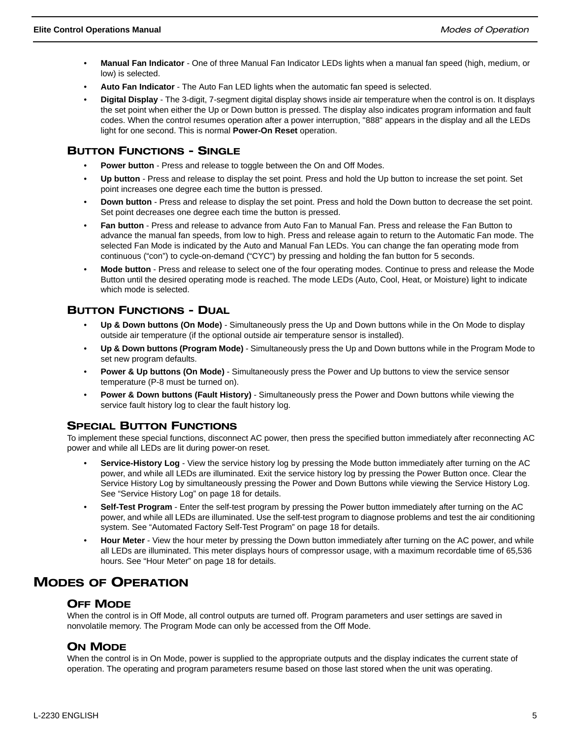- **Manual Fan Indicator** - One of three Manual Fan Indicator LEDs lights when a manual fan speed (high, medium, or low) is selected.
- **Auto Fan Indicator** - The Auto Fan LED lights when the automatic fan speed is selected.
- **Digital Display** - The 3-digit, 7-segment digital display shows inside air temperature when the control is on. It displays the set point when either the Up or Down button is pressed. The display also indicates program information and fault codes. When the control resumes operation after a power interruption, "888" appears in the display and all the LEDs light for one second. This is normal **Power-On Reset** operation.

### Button Functions - Single

- **Power button** - Press and release to toggle between the On and Off Modes.
- **Up button** - Press and release to display the set point. Press and hold the Up button to increase the set point. Set point increases one degree each time the button is pressed.
- **Down button** - Press and release to display the set point. Press and hold the Down button to decrease the set point. Set point decreases one degree each time the button is pressed.
- **Fan button** - Press and release to advance from Auto Fan to Manual Fan. Press and release the Fan Button to advance the manual fan speeds, from low to high. Press and release again to return to the Automatic Fan mode. The selected Fan Mode is indicated by the Auto and Manual Fan LEDs. You can change the fan operating mode from continuous ("con") to cycle-on-demand ("CYC") by pressing and holding the fan button for 5 seconds.
- **Mode button** - Press and release to select one of the four operating modes. Continue to press and release the Mode Button until the desired operating mode is reached. The mode LEDs (Auto, Cool, Heat, or Moisture) light to indicate which mode is selected.

### Button Functions - Dual

- **Up & Down buttons (On Mode)** - Simultaneously press the Up and Down buttons while in the On Mode to display outside air temperature (if the optional outside air temperature sensor is installed).
- **Up & Down buttons (Program Mode)** - Simultaneously press the Up and Down buttons while in the Program Mode to set new program defaults.
- **Power & Up buttons (On Mode)** - Simultaneously press the Power and Up buttons to view the service sensor temperature (P-8 must be turned on).
- **Power & Down buttons (Fault History)** - Simultaneously press the Power and Down buttons while viewing the service fault history log to clear the fault history log.

### Special Button Functions

To implement these special functions, disconnect AC power, then press the specified button immediately after reconnecting AC power and while all LEDs are lit during power-on reset.

- **Service-History Log** - View the service history log by pressing the Mode button immediately after turning on the AC power, and while all LEDs are illuminated. Exit the service history log by pressing the Power Button once. Clear the Service History Log by simultaneously pressing the Power and Down Buttons while viewing the Service History Log. See "Service History Log" on page 18 for details.
- **Self-Test Program** - Enter the self-test program by pressing the Power button immediately after turning on the AC power, and while all LEDs are illuminated. Use the self-test program to diagnose problems and test the air conditioning system. See "Automated Factory Self-Test Program" on page 18 for details.
- **Hour Meter** - View the hour meter by pressing the Down button immediately after turning on the AC power, and while all LEDs are illuminated. This meter displays hours of compressor usage, with a maximum recordable time of 65,536 hours. See "Hour Meter" on page 18 for details.

## Modes of Operation

### Off Mode

When the control is in Off Mode, all control outputs are turned off. Program parameters and user settings are saved in nonvolatile memory. The Program Mode can only be accessed from the Off Mode.

### On Mode

When the control is in On Mode, power is supplied to the appropriate outputs and the display indicates the current state of operation. The operating and program parameters resume based on those last stored when the unit was operating.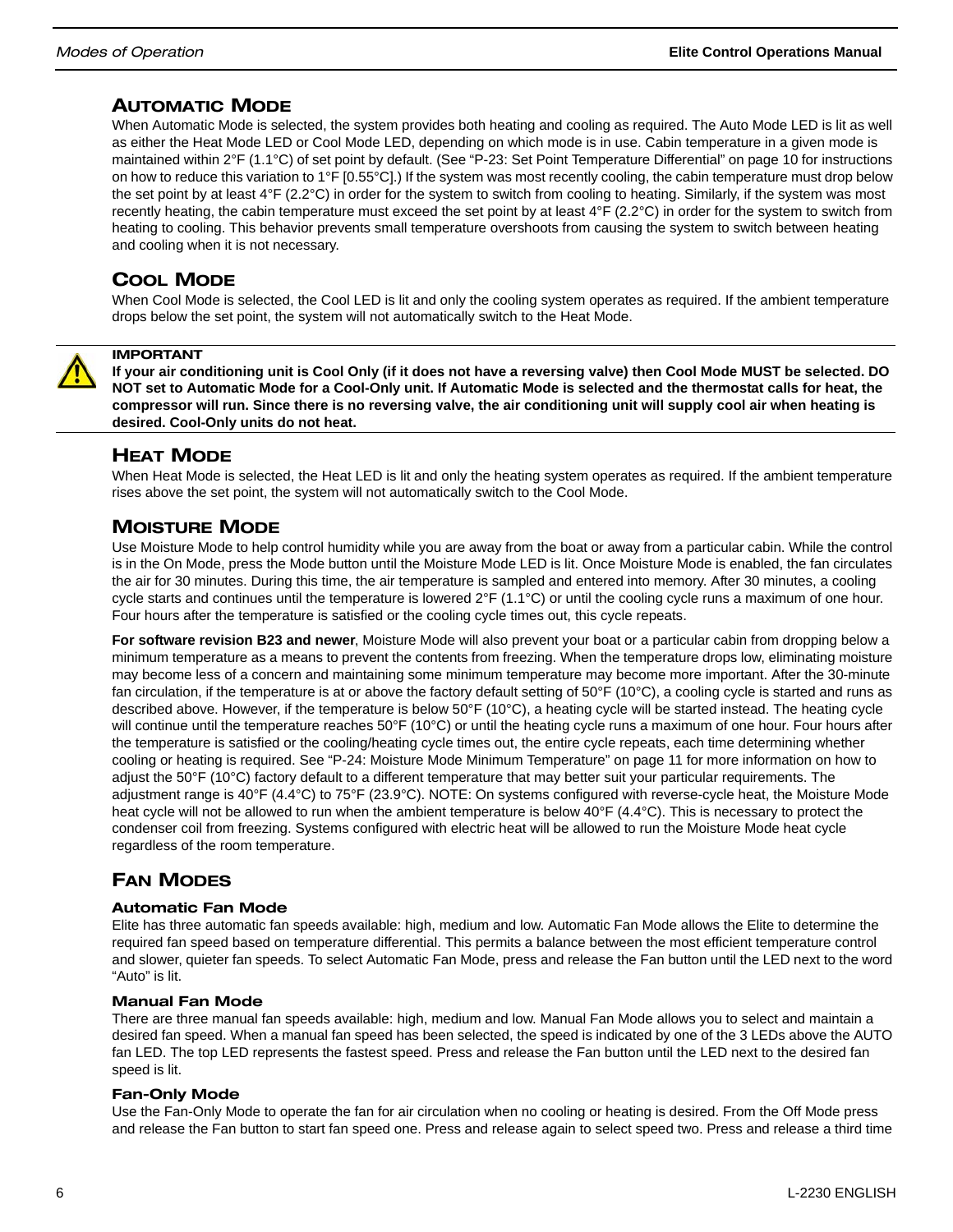## AUTOMATIC MODE

When Automatic Mode is selected, the system provides both heating and cooling as required. The Auto Mode LED is lit as well as either the Heat Mode LED or Cool Mode LED, depending on which mode is in use. Cabin temperature in a given mode is maintained within 2°F (1.1°C) of set point by default. (See "P-23: Set Point Temperature Differential" on page 10 for instructions on how to reduce this variation to 1°F [0.55°C].) If the system was most recently cooling, the cabin temperature must drop below the set point by at least 4°F (2.2°C) in order for the system to switch from cooling to heating. Similarly, if the system was most recently heating, the cabin temperature must exceed the set point by at least 4°F (2.2°C) in order for the system to switch from heating to cooling. This behavior prevents small temperature overshoots from causing the system to switch between heating and cooling when it is not necessary.

## COOL MODE

When Cool Mode is selected, the Cool LED is lit and only the cooling system operates as required. If the ambient temperature drops below the set point, the system will not automatically switch to the Heat Mode.

**IMPORTANT**

**If your air conditioning unit is Cool Only (if it does not have a reversing valve) then Cool Mode MUST be selected. DO NOT set to Automatic Mode for a Cool-Only unit. If Automatic Mode is selected and the thermostat calls for heat, the compressor will run. Since there is no reversing valve, the air conditioning unit will supply cool air when heating is desired. Cool-Only units do not heat.**

## HEAT MODE

When Heat Mode is selected, the Heat LED is lit and only the heating system operates as required. If the ambient temperature rises above the set point, the system will not automatically switch to the Cool Mode.

## MOISTURE MODE

Use Moisture Mode to help control humidity while you are away from the boat or away from a particular cabin. While the control is in the On Mode, press the Mode button until the Moisture Mode LED is lit. Once Moisture Mode is enabled, the fan circulates the air for 30 minutes. During this time, the air temperature is sampled and entered into memory. After 30 minutes, a cooling cycle starts and continues until the temperature is lowered 2°F (1.1°C) or until the cooling cycle runs a maximum of one hour. Four hours after the temperature is satisfied or the cooling cycle times out, this cycle repeats.

**For software revision B23 and newer**, Moisture Mode will also prevent your boat or a particular cabin from dropping below a minimum temperature as a means to prevent the contents from freezing. When the temperature drops low, eliminating moisture may become less of a concern and maintaining some minimum temperature may become more important. After the 30-minute fan circulation, if the temperature is at or above the factory default setting of 50°F (10°C), a cooling cycle is started and runs as described above. However, if the temperature is below 50°F (10°C), a heating cycle will be started instead. The heating cycle will continue until the temperature reaches 50°F (10°C) or until the heating cycle runs a maximum of one hour. Four hours after the temperature is satisfied or the cooling/heating cycle times out, the entire cycle repeats, each time determining whether cooling or heating is required. See "P-24: Moisture Mode Minimum Temperature" on page 11 for more information on how to adjust the 50°F (10°C) factory default to a different temperature that may better suit your particular requirements. The adjustment range is 40°F (4.4°C) to 75°F (23.9°C). NOTE: On systems configured with reverse-cycle heat, the Moisture Mode heat cycle will not be allowed to run when the ambient temperature is below 40°F (4.4°C). This is necessary to protect the condenser coil from freezing. Systems configured with electric heat will be allowed to run the Moisture Mode heat cycle regardless of the room temperature.

## FAN MODES

### Automatic Fan Mode

Elite has three automatic fan speeds available: high, medium and low. Automatic Fan Mode allows the Elite to determine the required fan speed based on temperature differential. This permits a balance between the most efficient temperature control and slower, quieter fan speeds. To select Automatic Fan Mode, press and release the Fan button until the LED next to the word "Auto" is lit.

### Manual Fan Mode

There are three manual fan speeds available: high, medium and low. Manual Fan Mode allows you to select and maintain a desired fan speed. When a manual fan speed has been selected, the speed is indicated by one of the 3 LEDs above the AUTO fan LED. The top LED represents the fastest speed. Press and release the Fan button until the LED next to the desired fan speed is lit.

### Fan-Only Mode

Use the Fan-Only Mode to operate the fan for air circulation when no cooling or heating is desired. From the Off Mode press and release the Fan button to start fan speed one. Press and release again to select speed two. Press and release a third time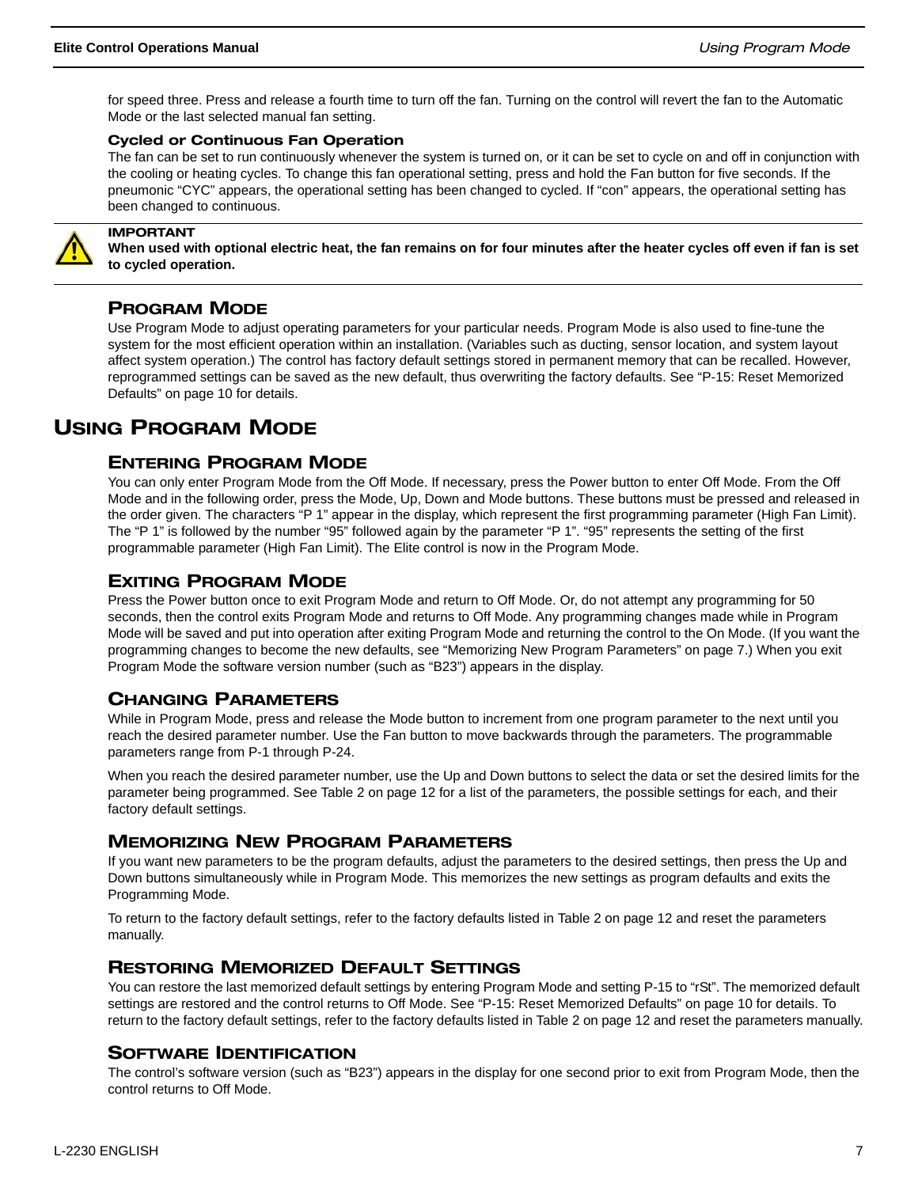for speed three. Press and release a fourth time to turn off the fan. Turning on the control will revert the fan to the Automatic Mode or the last selected manual fan setting.

#### Cycled or Continuous Fan Operation

The fan can be set to run continuously whenever the system is turned on, or it can be set to cycle on and off in conjunction with the cooling or heating cycles. To change this fan operational setting, press and hold the Fan button for five seconds. If the pneumonic "CYC" appears, the operational setting has been changed to cycled. If "con" appears, the operational setting has been changed to continuous.

**IMPORTANT**
**When used with optional electric heat, the fan remains on for four minutes after the heater cycles off even if fan is set to cycled operation.**

### Program Mode

Use Program Mode to adjust operating parameters for your particular needs. Program Mode is also used to fine-tune the system for the most efficient operation within an installation. (Variables such as ducting, sensor location, and system layout affect system operation.) The control has factory default settings stored in permanent memory that can be recalled. However, reprogrammed settings can be saved as the new default, thus overwriting the factory defaults. See "P-15: Reset Memorized Defaults" on page 10 for details.

## Using Program Mode

### Entering Program Mode

You can only enter Program Mode from the Off Mode. If necessary, press the Power button to enter Off Mode. From the Off Mode and in the following order, press the Mode, Up, Down and Mode buttons. These buttons must be pressed and released in the order given. The characters "P 1" appear in the display, which represent the first programming parameter (High Fan Limit). The "P 1" is followed by the number "95" followed again by the parameter "P 1". "95" represents the setting of the first programmable parameter (High Fan Limit). The Elite control is now in the Program Mode.

### Exiting Program Mode

Press the Power button once to exit Program Mode and return to Off Mode. Or, do not attempt any programming for 50 seconds, then the control exits Program Mode and returns to Off Mode. Any programming changes made while in Program Mode will be saved and put into operation after exiting Program Mode and returning the control to the On Mode. (If you want the programming changes to become the new defaults, see "Memorizing New Program Parameters" on page 7.) When you exit Program Mode the software version number (such as "B23") appears in the display.

### Changing Parameters

While in Program Mode, press and release the Mode button to increment from one program parameter to the next until you reach the desired parameter number. Use the Fan button to move backwards through the parameters. The programmable parameters range from P-1 through P-24.

When you reach the desired parameter number, use the Up and Down buttons to select the data or set the desired limits for the parameter being programmed. See Table 2 on page 12 for a list of the parameters, the possible settings for each, and their factory default settings.

### Memorizing New Program Parameters

If you want new parameters to be the program defaults, adjust the parameters to the desired settings, then press the Up and Down buttons simultaneously while in Program Mode. This memorizes the new settings as program defaults and exits the Programming Mode.

To return to the factory default settings, refer to the factory defaults listed in Table 2 on page 12 and reset the parameters manually.

### Restoring Memorized Default Settings

You can restore the last memorized default settings by entering Program Mode and setting P-15 to "rSt". The memorized default settings are restored and the control returns to Off Mode. See "P-15: Reset Memorized Defaults" on page 10 for details. To return to the factory default settings, refer to the factory defaults listed in Table 2 on page 12 and reset the parameters manually.

### Software Identification

The control's software version (such as "B23") appears in the display for one second prior to exit from Program Mode, then the control returns to Off Mode.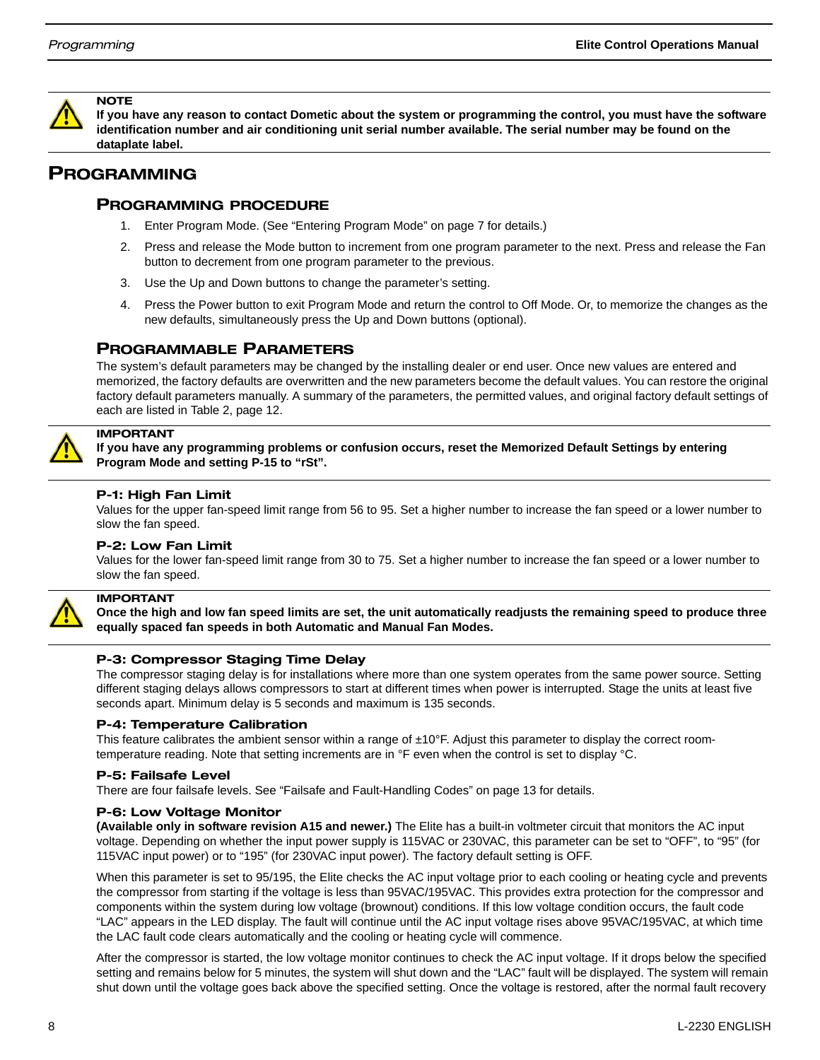> **NOTE**
> **If you have any reason to contact Dometic about the system or programming the control, you must have the software identification number and air conditioning unit serial number available. The serial number may be found on the dataplate label.**

# PROGRAMMING

## PROGRAMMING PROCEDURE

1. Enter Program Mode. (See "Entering Program Mode" on page 7 for details.)
2. Press and release the Mode button to increment from one program parameter to the next. Press and release the Fan button to decrement from one program parameter to the previous.
3. Use the Up and Down buttons to change the parameter's setting.
4. Press the Power button to exit Program Mode and return the control to Off Mode. Or, to memorize the changes as the new defaults, simultaneously press the Up and Down buttons (optional).

## PROGRAMMABLE PARAMETERS

The system's default parameters may be changed by the installing dealer or end user. Once new values are entered and memorized, the factory defaults are overwritten and the new parameters become the default values. You can restore the original factory default parameters manually. A summary of the parameters, the permitted values, and original factory default settings of each are listed in Table 2, page 12.

> **IMPORTANT**
> **If you have any programming problems or confusion occurs, reset the Memorized Default Settings by entering Program Mode and setting P-15 to "rSt".**

### P-1: High Fan Limit

Values for the upper fan-speed limit range from 56 to 95. Set a higher number to increase the fan speed or a lower number to slow the fan speed.

### P-2: Low Fan Limit

Values for the lower fan-speed limit range from 30 to 75. Set a higher number to increase the fan speed or a lower number to slow the fan speed.

> **IMPORTANT**
> **Once the high and low fan speed limits are set, the unit automatically readjusts the remaining speed to produce three equally spaced fan speeds in both Automatic and Manual Fan Modes.**

### P-3: Compressor Staging Time Delay

The compressor staging delay is for installations where more than one system operates from the same power source. Setting different staging delays allows compressors to start at different times when power is interrupted. Stage the units at least five seconds apart. Minimum delay is 5 seconds and maximum is 135 seconds.

### P-4: Temperature Calibration

This feature calibrates the ambient sensor within a range of ±10°F. Adjust this parameter to display the correct room-temperature reading. Note that setting increments are in °F even when the control is set to display °C.

### P-5: Failsafe Level

There are four failsafe levels. See "Failsafe and Fault-Handling Codes" on page 13 for details.

### P-6: Low Voltage Monitor

**(Available only in software revision A15 and newer.)** The Elite has a built-in voltmeter circuit that monitors the AC input voltage. Depending on whether the input power supply is 115VAC or 230VAC, this parameter can be set to "OFF", to "95" (for 115VAC input power) or to "195" (for 230VAC input power). The factory default setting is OFF.

When this parameter is set to 95/195, the Elite checks the AC input voltage prior to each cooling or heating cycle and prevents the compressor from starting if the voltage is less than 95VAC/195VAC. This provides extra protection for the compressor and components within the system during low voltage (brownout) conditions. If this low voltage condition occurs, the fault code "LAC" appears in the LED display. The fault will continue until the AC input voltage rises above 95VAC/195VAC, at which time the LAC fault code clears automatically and the cooling or heating cycle will commence.

After the compressor is started, the low voltage monitor continues to check the AC input voltage. If it drops below the specified setting and remains below for 5 minutes, the system will shut down and the "LAC" fault will be displayed. The system will remain shut down until the voltage goes back above the specified setting. Once the voltage is restored, after the normal fault recovery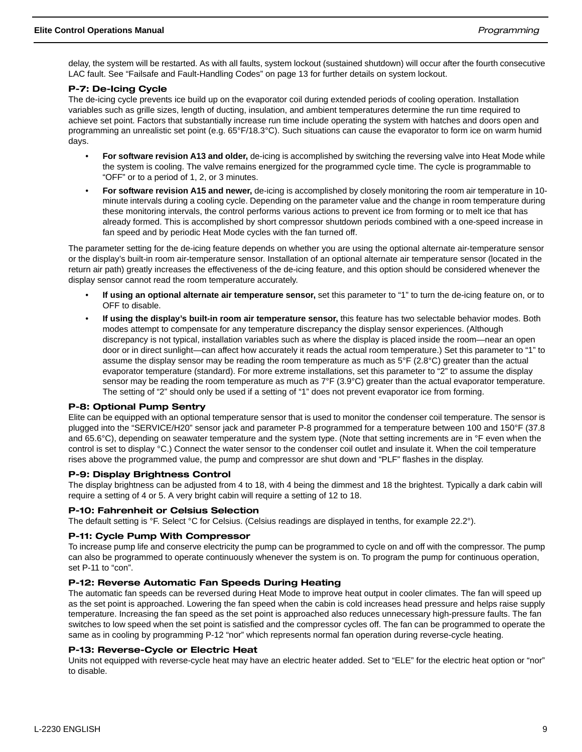delay, the system will be restarted. As with all faults, system lockout (sustained shutdown) will occur after the fourth consecutive LAC fault. See “Failsafe and Fault-Handling Codes” on page 13 for further details on system lockout.

### P-7: De-Icing Cycle

The de-icing cycle prevents ice build up on the evaporator coil during extended periods of cooling operation. Installation variables such as grille sizes, length of ducting, insulation, and ambient temperatures determine the run time required to achieve set point. Factors that substantially increase run time include operating the system with hatches and doors open and programming an unrealistic set point (e.g. 65°F/18.3°C). Such situations can cause the evaporator to form ice on warm humid days.

- **For software revision A13 and older,** de-icing is accomplished by switching the reversing valve into Heat Mode while the system is cooling. The valve remains energized for the programmed cycle time. The cycle is programmable to “OFF” or to a period of 1, 2, or 3 minutes.
- **For software revision A15 and newer,** de-icing is accomplished by closely monitoring the room air temperature in 10-minute intervals during a cooling cycle. Depending on the parameter value and the change in room temperature during these monitoring intervals, the control performs various actions to prevent ice from forming or to melt ice that has already formed. This is accomplished by short compressor shutdown periods combined with a one-speed increase in fan speed and by periodic Heat Mode cycles with the fan turned off.

The parameter setting for the de-icing feature depends on whether you are using the optional alternate air-temperature sensor or the display’s built-in room air-temperature sensor. Installation of an optional alternate air temperature sensor (located in the return air path) greatly increases the effectiveness of the de-icing feature, and this option should be considered whenever the display sensor cannot read the room temperature accurately.

- **If using an optional alternate air temperature sensor,** set this parameter to “1” to turn the de-icing feature on, or to OFF to disable.
- **If using the display’s built-in room air temperature sensor,** this feature has two selectable behavior modes. Both modes attempt to compensate for any temperature discrepancy the display sensor experiences. (Although discrepancy is not typical, installation variables such as where the display is placed inside the room—near an open door or in direct sunlight—can affect how accurately it reads the actual room temperature.) Set this parameter to “1” to assume the display sensor may be reading the room temperature as much as 5°F (2.8°C) greater than the actual evaporator temperature (standard). For more extreme installations, set this parameter to “2” to assume the display sensor may be reading the room temperature as much as 7°F (3.9°C) greater than the actual evaporator temperature. The setting of “2” should only be used if a setting of “1” does not prevent evaporator ice from forming.

### P-8: Optional Pump Sentry

Elite can be equipped with an optional temperature sensor that is used to monitor the condenser coil temperature. The sensor is plugged into the “SERVICE/H20” sensor jack and parameter P-8 programmed for a temperature between 100 and 150°F (37.8 and 65.6°C), depending on seawater temperature and the system type. (Note that setting increments are in °F even when the control is set to display °C.) Connect the water sensor to the condenser coil outlet and insulate it. When the coil temperature rises above the programmed value, the pump and compressor are shut down and “PLF” flashes in the display.

### P-9: Display Brightness Control

The display brightness can be adjusted from 4 to 18, with 4 being the dimmest and 18 the brightest. Typically a dark cabin will require a setting of 4 or 5. A very bright cabin will require a setting of 12 to 18.

### P-10: Fahrenheit or Celsius Selection

The default setting is °F. Select °C for Celsius. (Celsius readings are displayed in tenths, for example 22.2°).

### P-11: Cycle Pump With Compressor

To increase pump life and conserve electricity the pump can be programmed to cycle on and off with the compressor. The pump can also be programmed to operate continuously whenever the system is on. To program the pump for continuous operation, set P-11 to “con”.

### P-12: Reverse Automatic Fan Speeds During Heating

The automatic fan speeds can be reversed during Heat Mode to improve heat output in cooler climates. The fan will speed up as the set point is approached. Lowering the fan speed when the cabin is cold increases head pressure and helps raise supply temperature. Increasing the fan speed as the set point is approached also reduces unnecessary high-pressure faults. The fan switches to low speed when the set point is satisfied and the compressor cycles off. The fan can be programmed to operate the same as in cooling by programming P-12 “nor” which represents normal fan operation during reverse-cycle heating.

### P-13: Reverse-Cycle or Electric Heat

Units not equipped with reverse-cycle heat may have an electric heater added. Set to “ELE” for the electric heat option or “nor” to disable.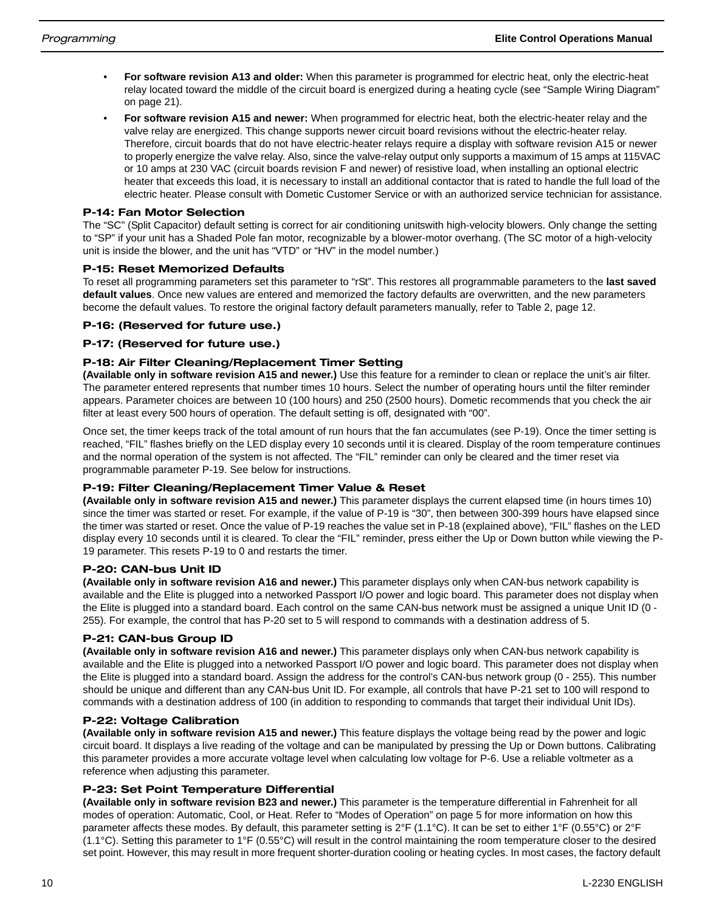- **For software revision A13 and older:** When this parameter is programmed for electric heat, only the electric-heat relay located toward the middle of the circuit board is energized during a heating cycle (see "Sample Wiring Diagram" on page 21).
- **For software revision A15 and newer:** When programmed for electric heat, both the electric-heater relay and the valve relay are energized. This change supports newer circuit board revisions without the electric-heater relay. Therefore, circuit boards that do not have electric-heater relays require a display with software revision A15 or newer to properly energize the valve relay. Also, since the valve-relay output only supports a maximum of 15 amps at 115VAC or 10 amps at 230 VAC (circuit boards revision F and newer) of resistive load, when installing an optional electric heater that exceeds this load, it is necessary to install an additional contactor that is rated to handle the full load of the electric heater. Please consult with Dometic Customer Service or with an authorized service technician for assistance.

### P-14: Fan Motor Selection

The "SC" (Split Capacitor) default setting is correct for air conditioning unitswith high-velocity blowers. Only change the setting to "SP" if your unit has a Shaded Pole fan motor, recognizable by a blower-motor overhang. (The SC motor of a high-velocity unit is inside the blower, and the unit has "VTD" or "HV" in the model number.)

### P-15: Reset Memorized Defaults

To reset all programming parameters set this parameter to "rSt". This restores all programmable parameters to the **last saved default values**. Once new values are entered and memorized the factory defaults are overwritten, and the new parameters become the default values. To restore the original factory default parameters manually, refer to Table 2, page 12.

### P-16: (Reserved for future use.)

### P-17: (Reserved for future use.)

### P-18: Air Filter Cleaning/Replacement Timer Setting

**(Available only in software revision A15 and newer.)** Use this feature for a reminder to clean or replace the unit's air filter. The parameter entered represents that number times 10 hours. Select the number of operating hours until the filter reminder appears. Parameter choices are between 10 (100 hours) and 250 (2500 hours). Dometic recommends that you check the air filter at least every 500 hours of operation. The default setting is off, designated with "00".

Once set, the timer keeps track of the total amount of run hours that the fan accumulates (see P-19). Once the timer setting is reached, "FIL" flashes briefly on the LED display every 10 seconds until it is cleared. Display of the room temperature continues and the normal operation of the system is not affected. The "FIL" reminder can only be cleared and the timer reset via programmable parameter P-19. See below for instructions.

### P-19: Filter Cleaning/Replacement Timer Value & Reset

**(Available only in software revision A15 and newer.)** This parameter displays the current elapsed time (in hours times 10) since the timer was started or reset. For example, if the value of P-19 is "30", then between 300-399 hours have elapsed since the timer was started or reset. Once the value of P-19 reaches the value set in P-18 (explained above), "FIL" flashes on the LED display every 10 seconds until it is cleared. To clear the "FIL" reminder, press either the Up or Down button while viewing the P-19 parameter. This resets P-19 to 0 and restarts the timer.

### P-20: CAN-bus Unit ID

**(Available only in software revision A16 and newer.)** This parameter displays only when CAN-bus network capability is available and the Elite is plugged into a networked Passport I/O power and logic board. This parameter does not display when the Elite is plugged into a standard board. Each control on the same CAN-bus network must be assigned a unique Unit ID (0 - 255). For example, the control that has P-20 set to 5 will respond to commands with a destination address of 5.

### P-21: CAN-bus Group ID

**(Available only in software revision A16 and newer.)** This parameter displays only when CAN-bus network capability is available and the Elite is plugged into a networked Passport I/O power and logic board. This parameter does not display when the Elite is plugged into a standard board. Assign the address for the control's CAN-bus network group (0 - 255). This number should be unique and different than any CAN-bus Unit ID. For example, all controls that have P-21 set to 100 will respond to commands with a destination address of 100 (in addition to responding to commands that target their individual Unit IDs).

### P-22: Voltage Calibration

**(Available only in software revision A15 and newer.)** This feature displays the voltage being read by the power and logic circuit board. It displays a live reading of the voltage and can be manipulated by pressing the Up or Down buttons. Calibrating this parameter provides a more accurate voltage level when calculating low voltage for P-6. Use a reliable voltmeter as a reference when adjusting this parameter.

### P-23: Set Point Temperature Differential

**(Available only in software revision B23 and newer.)** This parameter is the temperature differential in Fahrenheit for all modes of operation: Automatic, Cool, or Heat. Refer to "Modes of Operation" on page 5 for more information on how this parameter affects these modes. By default, this parameter setting is 2°F (1.1°C). It can be set to either 1°F (0.55°C) or 2°F (1.1°C). Setting this parameter to 1°F (0.55°C) will result in the control maintaining the room temperature closer to the desired set point. However, this may result in more frequent shorter-duration cooling or heating cycles. In most cases, the factory default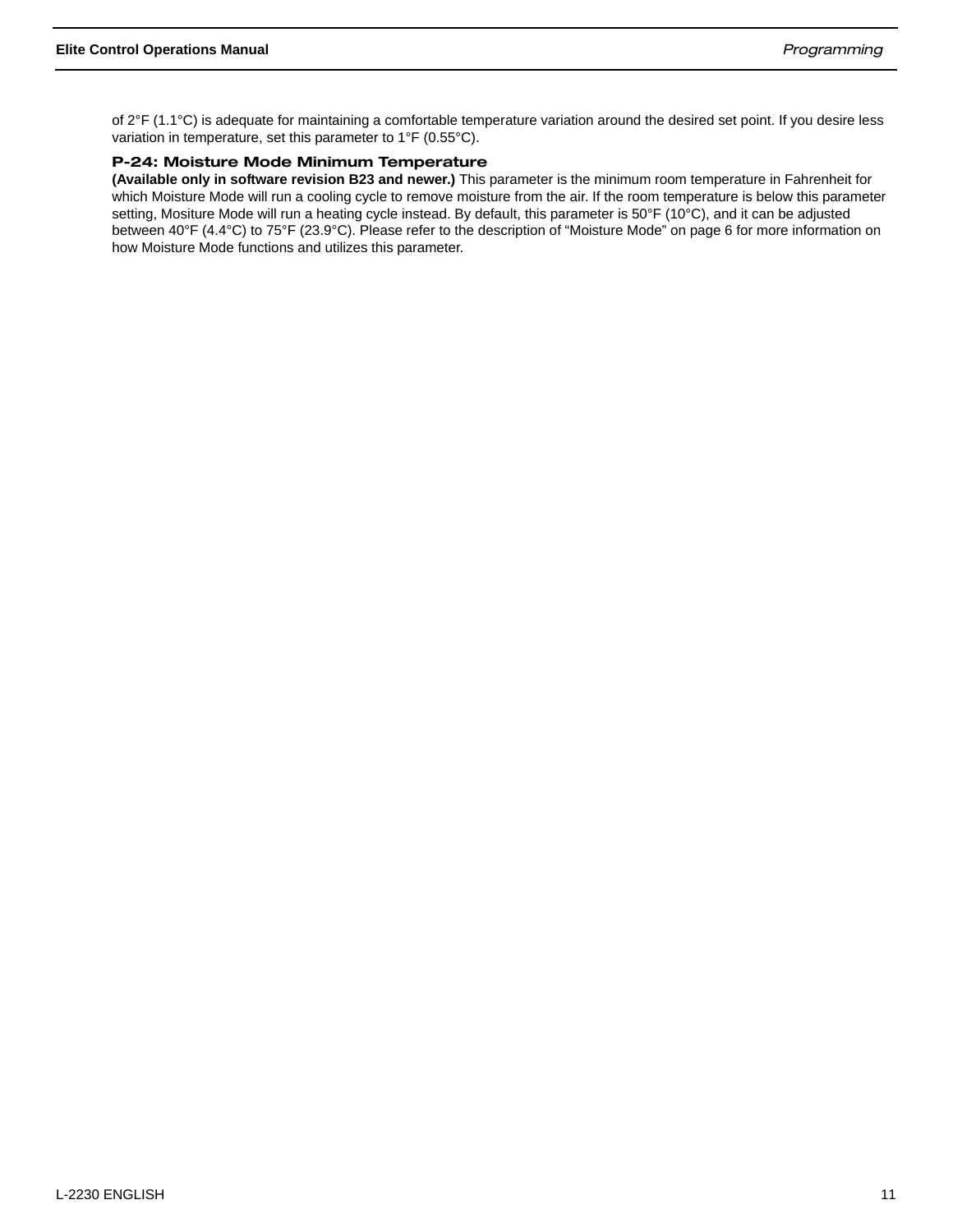of 2°F (1.1°C) is adequate for maintaining a comfortable temperature variation around the desired set point. If you desire less variation in temperature, set this parameter to 1°F (0.55°C).

### P-24: Moisture Mode Minimum Temperature

**(Available only in software revision B23 and newer.)** This parameter is the minimum room temperature in Fahrenheit for which Moisture Mode will run a cooling cycle to remove moisture from the air. If the room temperature is below this parameter setting, Mositure Mode will run a heating cycle instead. By default, this parameter is 50°F (10°C), and it can be adjusted between 40°F (4.4°C) to 75°F (23.9°C). Please refer to the description of "Moisture Mode" on page 6 for more information on how Moisture Mode functions and utilizes this parameter.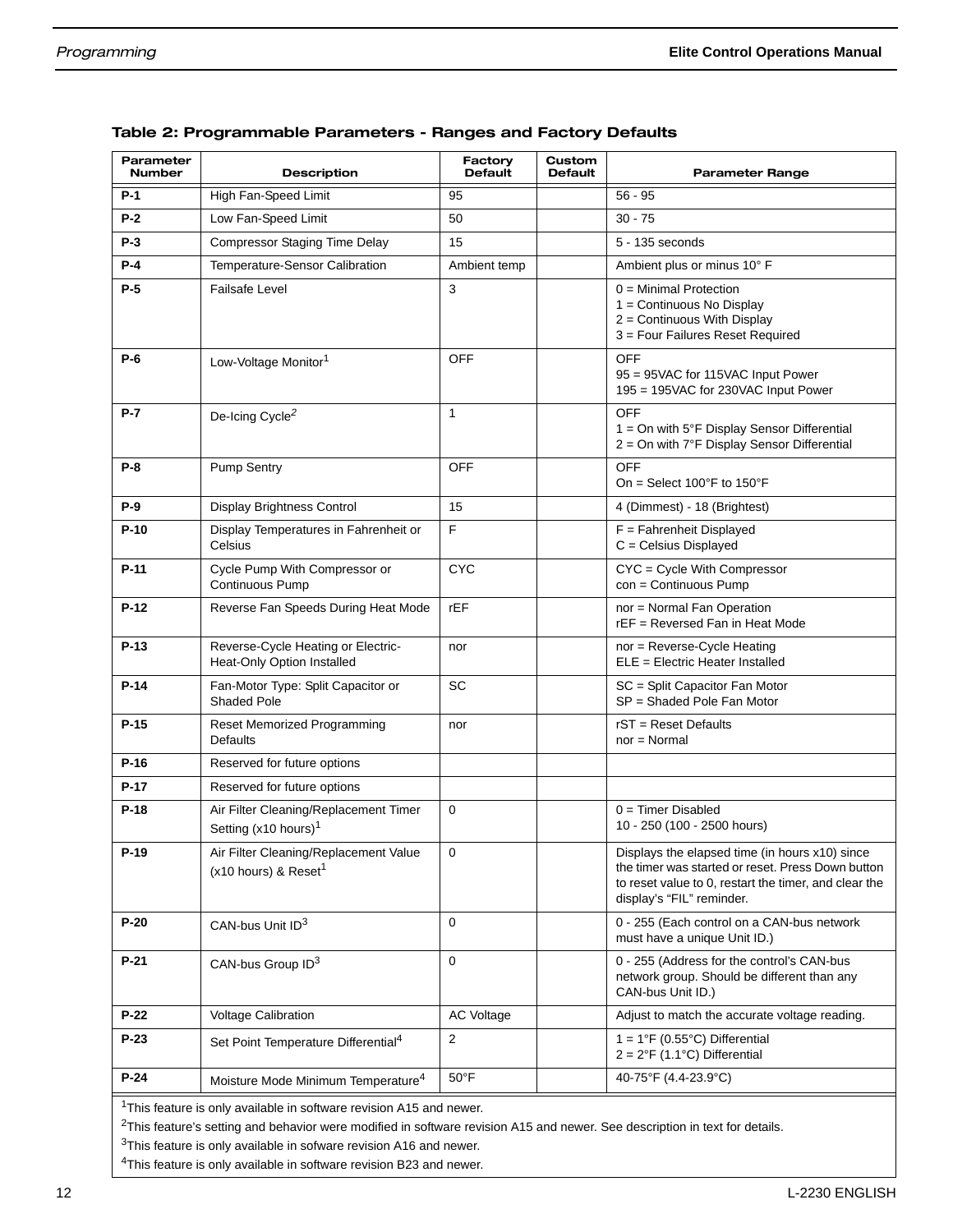### Table 2: Programmable Parameters - Ranges and Factory Defaults

| Parameter Number | Description | Factory Default | Custom Default | Parameter Range |
|---|---|---|---|---|
| **P-1** | High Fan-Speed Limit | 95 | | 56 - 95 |
| **P-2** | Low Fan-Speed Limit | 50 | | 30 - 75 |
| **P-3** | Compressor Staging Time Delay | 15 | | 5 - 135 seconds |
| **P-4** | Temperature-Sensor Calibration | Ambient temp | | Ambient plus or minus 10° F |
| **P-5** | Failsafe Level | 3 | | 0 = Minimal Protection<br>1 = Continuous No Display<br>2 = Continuous With Display<br>3 = Four Failures Reset Required |
| **P-6** | Low-Voltage Monitor[1] | OFF | | OFF<br>95 = 95VAC for 115VAC Input Power<br>195 = 195VAC for 230VAC Input Power |
| **P-7** | De-Icing Cycle[2] | 1 | | OFF<br>1 = On with 5°F Display Sensor Differential<br>2 = On with 7°F Display Sensor Differential |
| **P-8** | Pump Sentry | OFF | | OFF<br>On = Select 100°F to 150°F |
| **P-9** | Display Brightness Control | 15 | | 4 (Dimmest) - 18 (Brightest) |
| **P-10** | Display Temperatures in Fahrenheit or Celsius | F | | F = Fahrenheit Displayed<br>C = Celsius Displayed |
| **P-11** | Cycle Pump With Compressor or Continuous Pump | CYC | | CYC = Cycle With Compressor<br>con = Continuous Pump |
| **P-12** | Reverse Fan Speeds During Heat Mode | rEF | | nor = Normal Fan Operation<br>rEF = Reversed Fan in Heat Mode |
| **P-13** | Reverse-Cycle Heating or Electric-Heat-Only Option Installed | nor | | nor = Reverse-Cycle Heating<br>ELE = Electric Heater Installed |
| **P-14** | Fan-Motor Type: Split Capacitor or Shaded Pole | SC | | SC = Split Capacitor Fan Motor<br>SP = Shaded Pole Fan Motor |
| **P-15** | Reset Memorized Programming Defaults | nor | | rST = Reset Defaults<br>nor = Normal |
| **P-16** | Reserved for future options | | | |
| **P-17** | Reserved for future options | | | |
| **P-18** | Air Filter Cleaning/Replacement Timer Setting (x10 hours)[1] | 0 | | 0 = Timer Disabled<br>10 - 250 (100 - 2500 hours) |
| **P-19** | Air Filter Cleaning/Replacement Value (x10 hours) & Reset[1] | 0 | | Displays the elapsed time (in hours x10) since the timer was started or reset. Press Down button to reset value to 0, restart the timer, and clear the display's "FIL" reminder. |
| **P-20** | CAN-bus Unit ID[3] | 0 | | 0 - 255 (Each control on a CAN-bus network must have a unique Unit ID.) |
| **P-21** | CAN-bus Group ID[3] | 0 | | 0 - 255 (Address for the control's CAN-bus network group. Should be different than any CAN-bus Unit ID.) |
| **P-22** | Voltage Calibration | AC Voltage | | Adjust to match the accurate voltage reading. |
| **P-23** | Set Point Temperature Differential[4] | 2 | | 1 = 1°F (0.55°C) Differential<br>2 = 2°F (1.1°C) Differential |
| **P-24** | Moisture Mode Minimum Temperature[4] | 50°F | | 40-75°F (4.4-23.9°C) |

[1]This feature is only available in software revision A15 and newer.
[2]This feature's setting and behavior were modified in software revision A15 and newer. See description in text for details.
[3]This feature is only available in sofware revision A16 and newer.
[4]This feature is only available in software revision B23 and newer.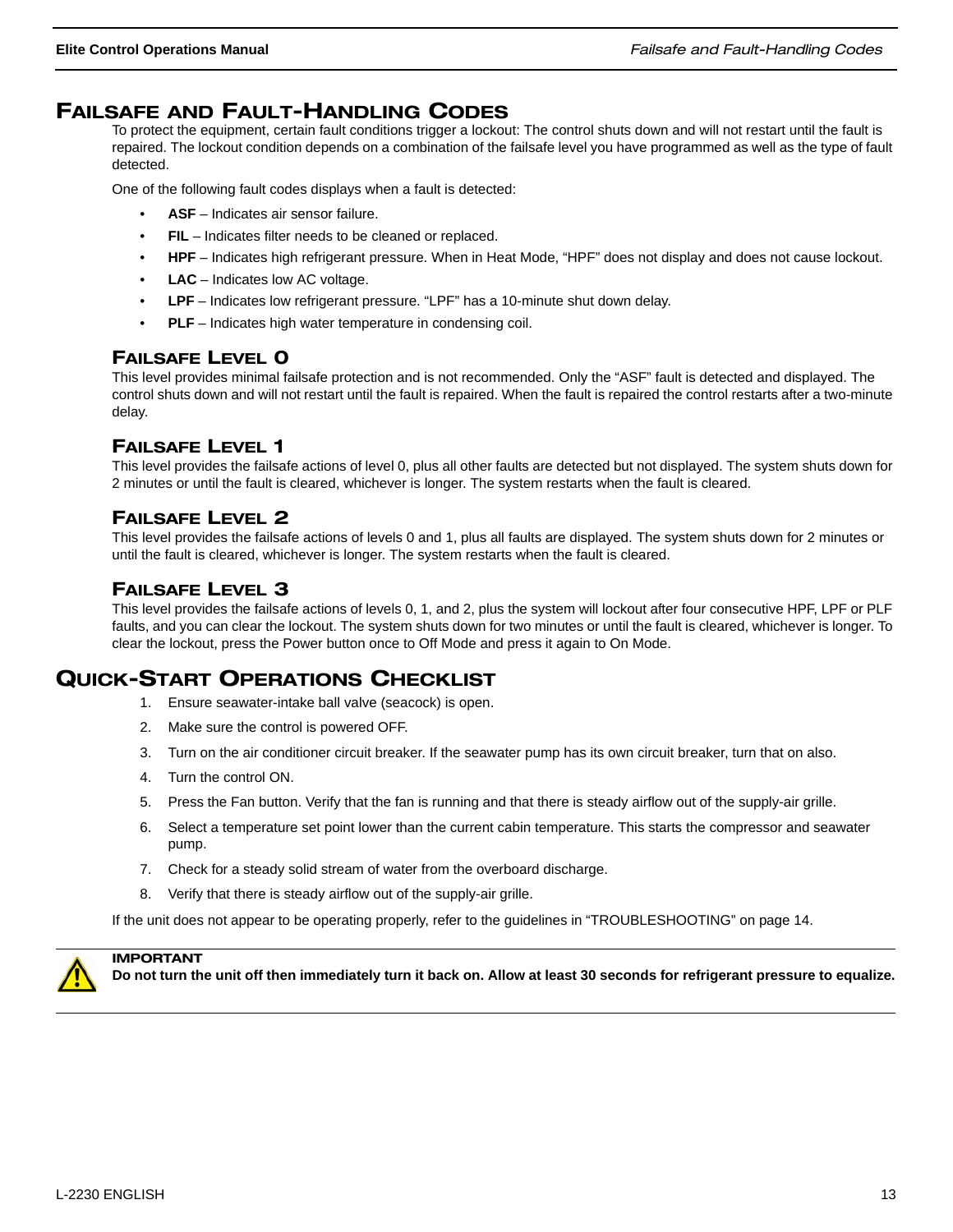# Failsafe and Fault-Handling Codes

To protect the equipment, certain fault conditions trigger a lockout: The control shuts down and will not restart until the fault is repaired. The lockout condition depends on a combination of the failsafe level you have programmed as well as the type of fault detected.

One of the following fault codes displays when a fault is detected:

- **ASF** – Indicates air sensor failure.
- **FIL** – Indicates filter needs to be cleaned or replaced.
- **HPF** – Indicates high refrigerant pressure. When in Heat Mode, "HPF" does not display and does not cause lockout.
- **LAC** – Indicates low AC voltage.
- **LPF** – Indicates low refrigerant pressure. "LPF" has a 10-minute shut down delay.
- **PLF** – Indicates high water temperature in condensing coil.

## Failsafe Level 0

This level provides minimal failsafe protection and is not recommended. Only the "ASF" fault is detected and displayed. The control shuts down and will not restart until the fault is repaired. When the fault is repaired the control restarts after a two-minute delay.

## Failsafe Level 1

This level provides the failsafe actions of level 0, plus all other faults are detected but not displayed. The system shuts down for 2 minutes or until the fault is cleared, whichever is longer. The system restarts when the fault is cleared.

## Failsafe Level 2

This level provides the failsafe actions of levels 0 and 1, plus all faults are displayed. The system shuts down for 2 minutes or until the fault is cleared, whichever is longer. The system restarts when the fault is cleared.

## Failsafe Level 3

This level provides the failsafe actions of levels 0, 1, and 2, plus the system will lockout after four consecutive HPF, LPF or PLF faults, and you can clear the lockout. The system shuts down for two minutes or until the fault is cleared, whichever is longer. To clear the lockout, press the Power button once to Off Mode and press it again to On Mode.

# Quick-Start Operations Checklist

1. Ensure seawater-intake ball valve (seacock) is open.
2. Make sure the control is powered OFF.
3. Turn on the air conditioner circuit breaker. If the seawater pump has its own circuit breaker, turn that on also.
4. Turn the control ON.
5. Press the Fan button. Verify that the fan is running and that there is steady airflow out of the supply-air grille.
6. Select a temperature set point lower than the current cabin temperature. This starts the compressor and seawater pump.
7. Check for a steady solid stream of water from the overboard discharge.
8. Verify that there is steady airflow out of the supply-air grille.

If the unit does not appear to be operating properly, refer to the guidelines in "TROUBLESHOOTING" on page 14.

**IMPORTANT**
**Do not turn the unit off then immediately turn it back on. Allow at least 30 seconds for refrigerant pressure to equalize.**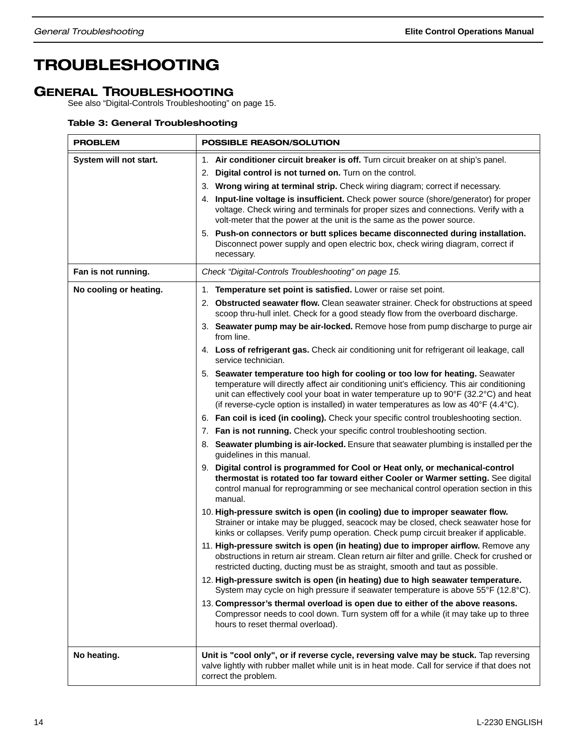# TROUBLESHOOTING

## GENERAL TROUBLESHOOTING

See also “Digital-Controls Troubleshooting” on page 15.

**Table 3: General Troubleshooting**

| PROBLEM | POSSIBLE REASON/SOLUTION |
|---|---|
| **System will not start.** | 1. **Air conditioner circuit breaker is off.** Turn circuit breaker on at ship’s panel.<br>2. **Digital control is not turned on.** Turn on the control.<br>3. **Wrong wiring at terminal strip.** Check wiring diagram; correct if necessary.<br>4. **Input-line voltage is insufficient.** Check power source (shore/generator) for proper voltage. Check wiring and terminals for proper sizes and connections. Verify with a volt-meter that the power at the unit is the same as the power source.<br>5. **Push-on connectors or butt splices became disconnected during installation.** Disconnect power supply and open electric box, check wiring diagram, correct if necessary. |
| **Fan is not running.** | *Check “Digital-Controls Troubleshooting” on page 15.* |
| **No cooling or heating.** | 1. **Temperature set point is satisfied.** Lower or raise set point.<br>2. **Obstructed seawater flow.** Clean seawater strainer. Check for obstructions at speed scoop thru-hull inlet. Check for a good steady flow from the overboard discharge.<br>3. **Seawater pump may be air-locked.** Remove hose from pump discharge to purge air from line.<br>4. **Loss of refrigerant gas.** Check air conditioning unit for refrigerant oil leakage, call service technician.<br>5. **Seawater temperature too high for cooling or too low for heating.** Seawater temperature will directly affect air conditioning unit’s efficiency. This air conditioning unit can effectively cool your boat in water temperature up to 90°F (32.2°C) and heat (if reverse-cycle option is installed) in water temperatures as low as 40°F (4.4°C).<br>6. **Fan coil is iced (in cooling).** Check your specific control troubleshooting section.<br>7. **Fan is not running.** Check your specific control troubleshooting section.<br>8. **Seawater plumbing is air-locked.** Ensure that seawater plumbing is installed per the guidelines in this manual.<br>9. **Digital control is programmed for Cool or Heat only, or mechanical-control thermostat is rotated too far toward either Cooler or Warmer setting.** See digital control manual for reprogramming or see mechanical control operation section in this manual.<br>10. **High-pressure switch is open (in cooling) due to improper seawater flow.** Strainer or intake may be plugged, seacock may be closed, check seawater hose for kinks or collapses. Verify pump operation. Check pump circuit breaker if applicable.<br>11. **High-pressure switch is open (in heating) due to improper airflow.** Remove any obstructions in return air stream. Clean return air filter and grille. Check for crushed or restricted ducting, ducting must be as straight, smooth and taut as possible.<br>12. **High-pressure switch is open (in heating) due to high seawater temperature.** System may cycle on high pressure if seawater temperature is above 55°F (12.8°C).<br>13. **Compressor’s thermal overload is open due to either of the above reasons.** Compressor needs to cool down. Turn system off for a while (it may take up to three hours to reset thermal overload). |
| **No heating.** | **Unit is "cool only", or if reverse cycle, reversing valve may be stuck.** Tap reversing valve lightly with rubber mallet while unit is in heat mode. Call for service if that does not correct the problem. |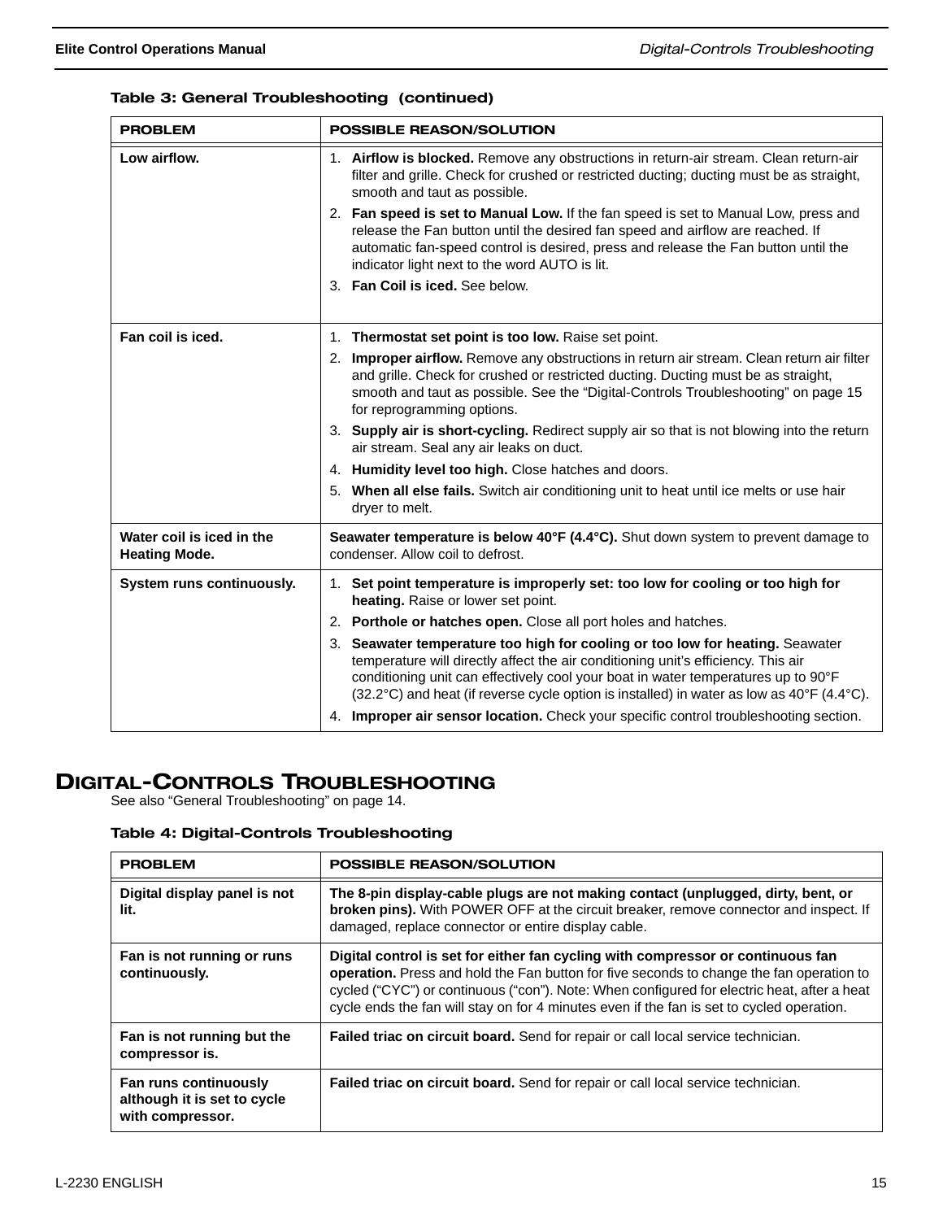**Table 3: General Troubleshooting (continued)**

| PROBLEM | POSSIBLE REASON/SOLUTION |
| --- | --- |
| **Low airflow.** | 1. **Airflow is blocked.** Remove any obstructions in return-air stream. Clean return-air filter and grille. Check for crushed or restricted ducting; ducting must be as straight, smooth and taut as possible.<br>2. **Fan speed is set to Manual Low.** If the fan speed is set to Manual Low, press and release the Fan button until the desired fan speed and airflow are reached. If automatic fan-speed control is desired, press and release the Fan button until the indicator light next to the word AUTO is lit.<br>3. **Fan Coil is iced.** See below. |
| **Fan coil is iced.** | 1. **Thermostat set point is too low.** Raise set point.<br>2. **Improper airflow.** Remove any obstructions in return air stream. Clean return air filter and grille. Check for crushed or restricted ducting. Ducting must be as straight, smooth and taut as possible. See the "Digital-Controls Troubleshooting" on page 15 for reprogramming options.<br>3. **Supply air is short-cycling.** Redirect supply air so that is not blowing into the return air stream. Seal any air leaks on duct.<br>4. **Humidity level too high.** Close hatches and doors.<br>5. **When all else fails.** Switch air conditioning unit to heat until ice melts or use hair dryer to melt. |
| **Water coil is iced in the Heating Mode.** | **Seawater temperature is below 40°F (4.4°C).** Shut down system to prevent damage to condenser. Allow coil to defrost. |
| **System runs continuously.** | 1. **Set point temperature is improperly set: too low for cooling or too high for heating.** Raise or lower set point.<br>2. **Porthole or hatches open.** Close all port holes and hatches.<br>3. **Seawater temperature too high for cooling or too low for heating.** Seawater temperature will directly affect the air conditioning unit's efficiency. This air conditioning unit can effectively cool your boat in water temperatures up to 90°F (32.2°C) and heat (if reverse cycle option is installed) in water as low as 40°F (4.4°C).<br>4. **Improper air sensor location.** Check your specific control troubleshooting section. |

# Digital-Controls Troubleshooting

See also "General Troubleshooting" on page 14.

**Table 4: Digital-Controls Troubleshooting**

| PROBLEM | POSSIBLE REASON/SOLUTION |
| --- | --- |
| **Digital display panel is not lit.** | **The 8-pin display-cable plugs are not making contact (unplugged, dirty, bent, or broken pins).** With POWER OFF at the circuit breaker, remove connector and inspect. If damaged, replace connector or entire display cable. |
| **Fan is not running or runs continuously.** | **Digital control is set for either fan cycling with compressor or continuous fan operation.** Press and hold the Fan button for five seconds to change the fan operation to cycled ("CYC") or continuous ("con"). Note: When configured for electric heat, after a heat cycle ends the fan will stay on for 4 minutes even if the fan is set to cycled operation. |
| **Fan is not running but the compressor is.** | **Failed triac on circuit board.** Send for repair or call local service technician. |
| **Fan runs continuously although it is set to cycle with compressor.** | **Failed triac on circuit board.** Send for repair or call local service technician. |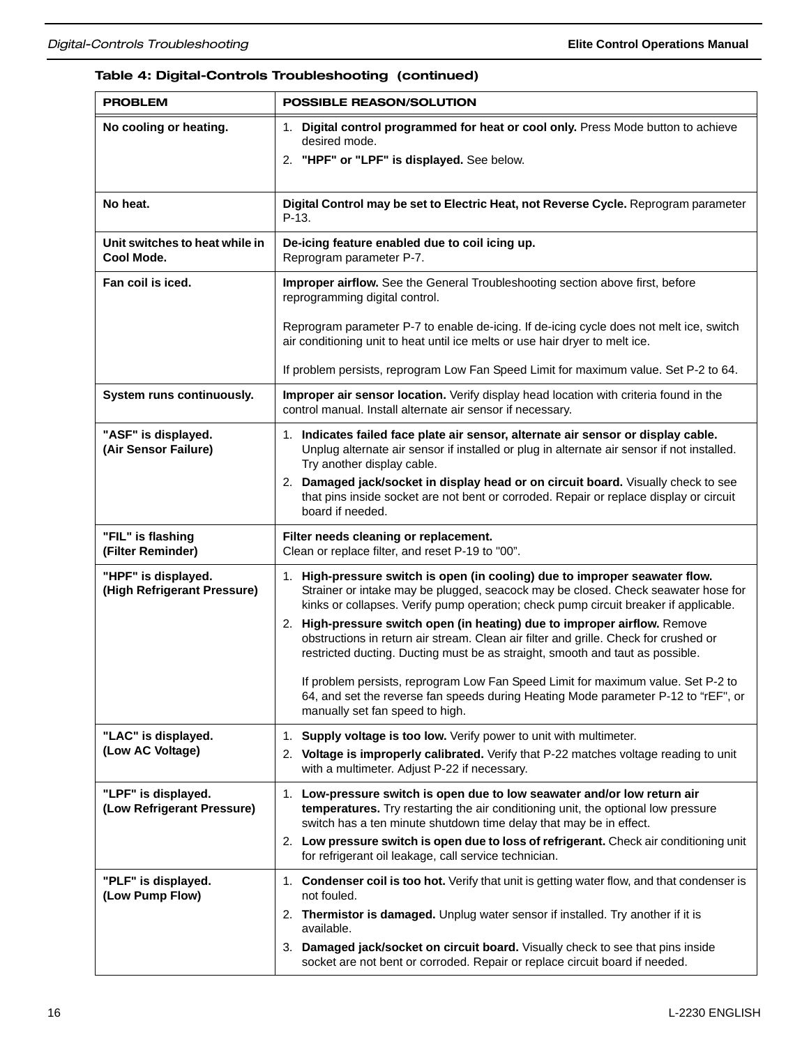**Table 4: Digital-Controls Troubleshooting (continued)**

| PROBLEM | POSSIBLE REASON/SOLUTION |
|---|---|
| **No cooling or heating.** | 1. **Digital control programmed for heat or cool only.** Press Mode button to achieve desired mode.<br>2. **"HPF" or "LPF" is displayed.** See below. |
| **No heat.** | **Digital Control may be set to Electric Heat, not Reverse Cycle.** Reprogram parameter P-13. |
| **Unit switches to heat while in Cool Mode.** | **De-icing feature enabled due to coil icing up.**<br>Reprogram parameter P-7. |
| **Fan coil is iced.** | **Improper airflow.** See the General Troubleshooting section above first, before reprogramming digital control.<br><br>Reprogram parameter P-7 to enable de-icing. If de-icing cycle does not melt ice, switch air conditioning unit to heat until ice melts or use hair dryer to melt ice.<br><br>If problem persists, reprogram Low Fan Speed Limit for maximum value. Set P-2 to 64. |
| **System runs continuously.** | **Improper air sensor location.** Verify display head location with criteria found in the control manual. Install alternate air sensor if necessary. |
| **"ASF" is displayed.<br>(Air Sensor Failure)** | 1. **Indicates failed face plate air sensor, alternate air sensor or display cable.** Unplug alternate air sensor if installed or plug in alternate air sensor if not installed. Try another display cable.<br>2. **Damaged jack/socket in display head or on circuit board.** Visually check to see that pins inside socket are not bent or corroded. Repair or replace display or circuit board if needed. |
| **"FIL" is flashing<br>(Filter Reminder)** | **Filter needs cleaning or replacement.**<br>Clean or replace filter, and reset P-19 to "00". |
| **"HPF" is displayed.<br>(High Refrigerant Pressure)** | 1. **High-pressure switch is open (in cooling) due to improper seawater flow.** Strainer or intake may be plugged, seacock may be closed. Check seawater hose for kinks or collapses. Verify pump operation; check pump circuit breaker if applicable.<br>2. **High-pressure switch open (in heating) due to improper airflow.** Remove obstructions in return air stream. Clean air filter and grille. Check for crushed or restricted ducting. Ducting must be as straight, smooth and taut as possible.<br><br>If problem persists, reprogram Low Fan Speed Limit for maximum value. Set P-2 to 64, and set the reverse fan speeds during Heating Mode parameter P-12 to "rEF", or manually set fan speed to high. |
| **"LAC" is displayed.<br>(Low AC Voltage)** | 1. **Supply voltage is too low.** Verify power to unit with multimeter.<br>2. **Voltage is improperly calibrated.** Verify that P-22 matches voltage reading to unit with a multimeter. Adjust P-22 if necessary. |
| **"LPF" is displayed.<br>(Low Refrigerant Pressure)** | 1. **Low-pressure switch is open due to low seawater and/or low return air temperatures.** Try restarting the air conditioning unit, the optional low pressure switch has a ten minute shutdown time delay that may be in effect.<br>2. **Low pressure switch is open due to loss of refrigerant.** Check air conditioning unit for refrigerant oil leakage, call service technician. |
| **"PLF" is displayed.<br>(Low Pump Flow)** | 1. **Condenser coil is too hot.** Verify that unit is getting water flow, and that condenser is not fouled.<br>2. **Thermistor is damaged.** Unplug water sensor if installed. Try another if it is available.<br>3. **Damaged jack/socket on circuit board.** Visually check to see that pins inside socket are not bent or corroded. Repair or replace circuit board if needed. |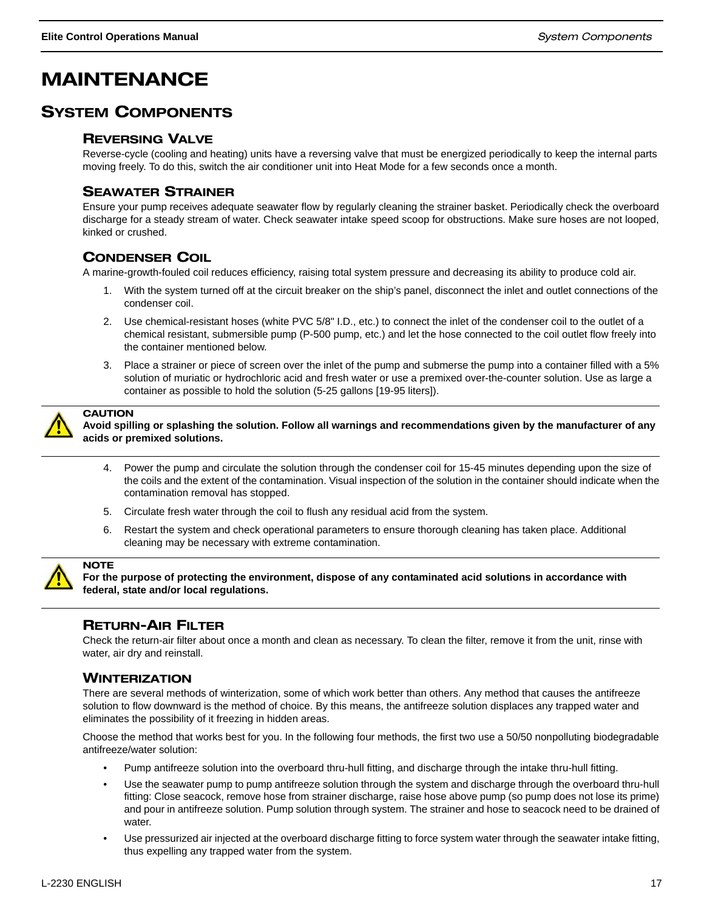# MAINTENANCE

## SYSTEM COMPONENTS

### REVERSING VALVE

Reverse-cycle (cooling and heating) units have a reversing valve that must be energized periodically to keep the internal parts moving freely. To do this, switch the air conditioner unit into Heat Mode for a few seconds once a month.

### SEAWATER STRAINER

Ensure your pump receives adequate seawater flow by regularly cleaning the strainer basket. Periodically check the overboard discharge for a steady stream of water. Check seawater intake speed scoop for obstructions. Make sure hoses are not looped, kinked or crushed.

### CONDENSER COIL

A marine-growth-fouled coil reduces efficiency, raising total system pressure and decreasing its ability to produce cold air.

1. With the system turned off at the circuit breaker on the ship's panel, disconnect the inlet and outlet connections of the condenser coil.
2. Use chemical-resistant hoses (white PVC 5/8" I.D., etc.) to connect the inlet of the condenser coil to the outlet of a chemical resistant, submersible pump (P-500 pump, etc.) and let the hose connected to the coil outlet flow freely into the container mentioned below.
3. Place a strainer or piece of screen over the inlet of the pump and submerse the pump into a container filled with a 5% solution of muriatic or hydrochloric acid and fresh water or use a premixed over-the-counter solution. Use as large a container as possible to hold the solution (5-25 gallons [19-95 liters]).

> **CAUTION**
> **Avoid spilling or splashing the solution. Follow all warnings and recommendations given by the manufacturer of any acids or premixed solutions.**

4. Power the pump and circulate the solution through the condenser coil for 15-45 minutes depending upon the size of the coils and the extent of the contamination. Visual inspection of the solution in the container should indicate when the contamination removal has stopped.
5. Circulate fresh water through the coil to flush any residual acid from the system.
6. Restart the system and check operational parameters to ensure thorough cleaning has taken place. Additional cleaning may be necessary with extreme contamination.

> **NOTE**
> **For the purpose of protecting the environment, dispose of any contaminated acid solutions in accordance with federal, state and/or local regulations.**

### RETURN-AIR FILTER

Check the return-air filter about once a month and clean as necessary. To clean the filter, remove it from the unit, rinse with water, air dry and reinstall.

### WINTERIZATION

There are several methods of winterization, some of which work better than others. Any method that causes the antifreeze solution to flow downward is the method of choice. By this means, the antifreeze solution displaces any trapped water and eliminates the possibility of it freezing in hidden areas.

Choose the method that works best for you. In the following four methods, the first two use a 50/50 nonpolluting biodegradable antifreeze/water solution:

- Pump antifreeze solution into the overboard thru-hull fitting, and discharge through the intake thru-hull fitting.
- Use the seawater pump to pump antifreeze solution through the system and discharge through the overboard thru-hull fitting: Close seacock, remove hose from strainer discharge, raise hose above pump (so pump does not lose its prime) and pour in antifreeze solution. Pump solution through system. The strainer and hose to seacock need to be drained of water.
- Use pressurized air injected at the overboard discharge fitting to force system water through the seawater intake fitting, thus expelling any trapped water from the system.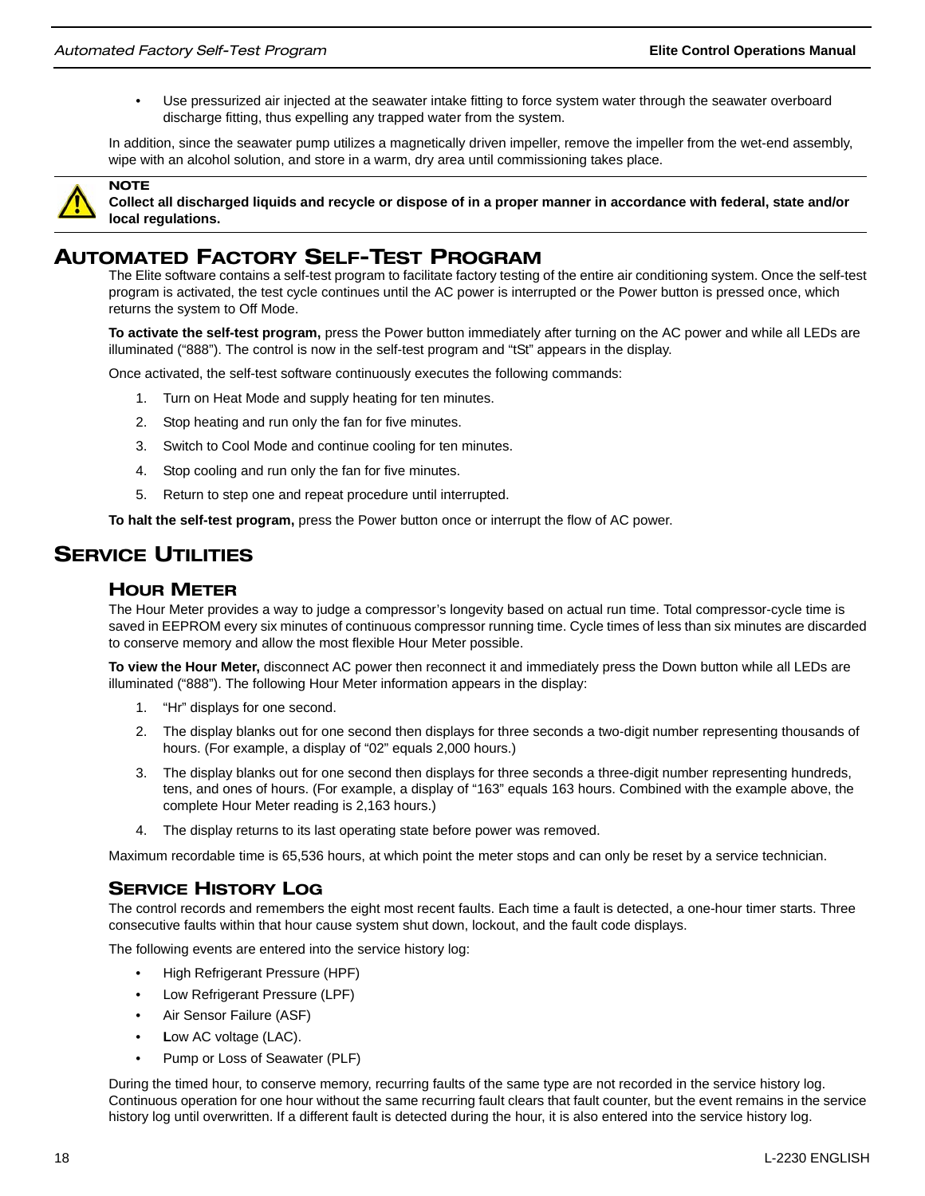- Use pressurized air injected at the seawater intake fitting to force system water through the seawater overboard discharge fitting, thus expelling any trapped water from the system.

In addition, since the seawater pump utilizes a magnetically driven impeller, remove the impeller from the wet-end assembly, wipe with an alcohol solution, and store in a warm, dry area until commissioning takes place.

**NOTE**
**Collect all discharged liquids and recycle or dispose of in a proper manner in accordance with federal, state and/or local regulations.**

## Automated Factory Self-Test Program

The Elite software contains a self-test program to facilitate factory testing of the entire air conditioning system. Once the self-test program is activated, the test cycle continues until the AC power is interrupted or the Power button is pressed once, which returns the system to Off Mode.

**To activate the self-test program,** press the Power button immediately after turning on the AC power and while all LEDs are illuminated (“888”). The control is now in the self-test program and “tSt” appears in the display.

Once activated, the self-test software continuously executes the following commands:

1. Turn on Heat Mode and supply heating for ten minutes.
2. Stop heating and run only the fan for five minutes.
3. Switch to Cool Mode and continue cooling for ten minutes.
4. Stop cooling and run only the fan for five minutes.
5. Return to step one and repeat procedure until interrupted.

**To halt the self-test program,** press the Power button once or interrupt the flow of AC power.

## Service Utilities

### Hour Meter

The Hour Meter provides a way to judge a compressor's longevity based on actual run time. Total compressor-cycle time is saved in EEPROM every six minutes of continuous compressor running time. Cycle times of less than six minutes are discarded to conserve memory and allow the most flexible Hour Meter possible.

**To view the Hour Meter,** disconnect AC power then reconnect it and immediately press the Down button while all LEDs are illuminated (“888”). The following Hour Meter information appears in the display:

1. “Hr” displays for one second.
2. The display blanks out for one second then displays for three seconds a two-digit number representing thousands of hours. (For example, a display of “02” equals 2,000 hours.)
3. The display blanks out for one second then displays for three seconds a three-digit number representing hundreds, tens, and ones of hours. (For example, a display of “163” equals 163 hours. Combined with the example above, the complete Hour Meter reading is 2,163 hours.)
4. The display returns to its last operating state before power was removed.

Maximum recordable time is 65,536 hours, at which point the meter stops and can only be reset by a service technician.

### Service History Log

The control records and remembers the eight most recent faults. Each time a fault is detected, a one-hour timer starts. Three consecutive faults within that hour cause system shut down, lockout, and the fault code displays.

The following events are entered into the service history log:

- High Refrigerant Pressure (HPF)
- Low Refrigerant Pressure (LPF)
- Air Sensor Failure (ASF)
- **L**ow AC voltage (LAC).
- Pump or Loss of Seawater (PLF)

During the timed hour, to conserve memory, recurring faults of the same type are not recorded in the service history log. Continuous operation for one hour without the same recurring fault clears that fault counter, but the event remains in the service history log until overwritten. If a different fault is detected during the hour, it is also entered into the service history log.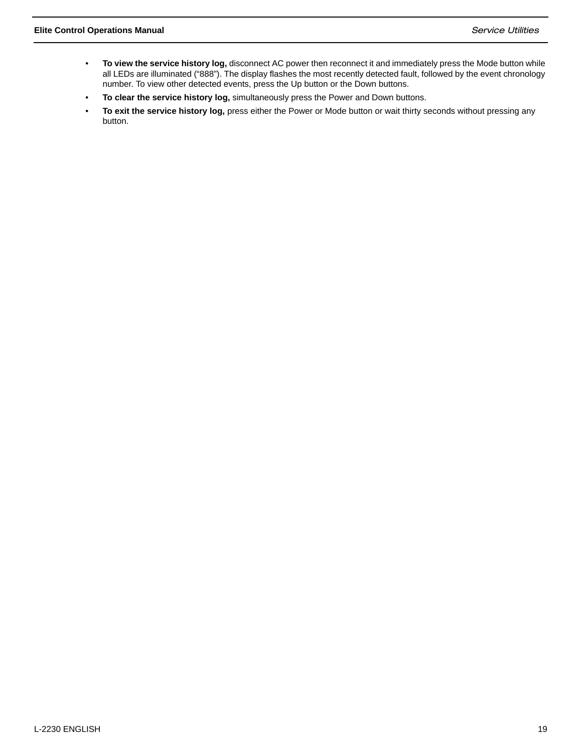- **To view the service history log,** disconnect AC power then reconnect it and immediately press the Mode button while all LEDs are illuminated (“888”). The display flashes the most recently detected fault, followed by the event chronology number. To view other detected events, press the Up button or the Down buttons.
- **To clear the service history log,** simultaneously press the Power and Down buttons.
- **To exit the service history log,** press either the Power or Mode button or wait thirty seconds without pressing any button.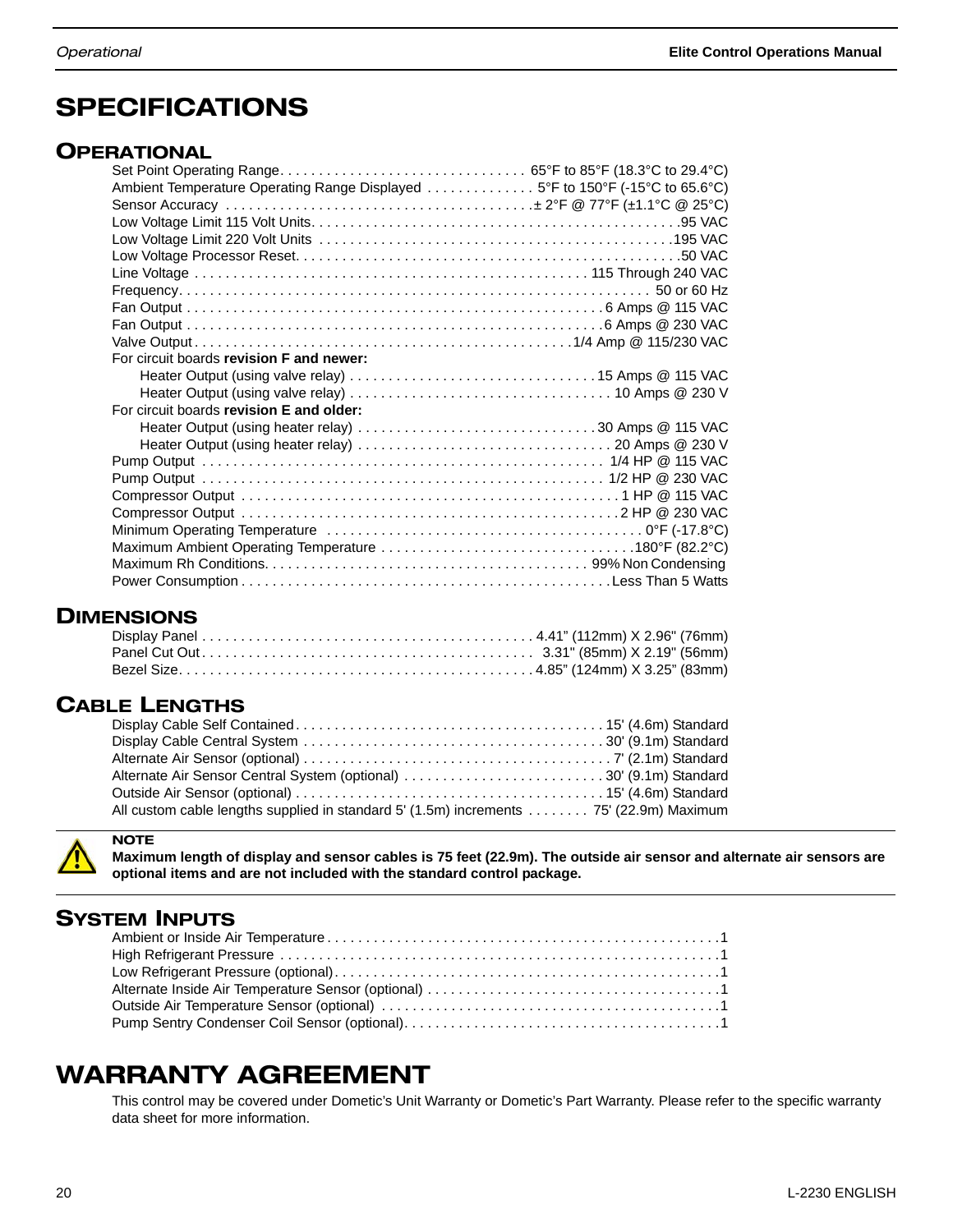# SPECIFICATIONS

## OPERATIONAL

| | |
|---|---|
| Set Point Operating Range | 65°F to 85°F (18.3°C to 29.4°C) |
| Ambient Temperature Operating Range Displayed | 5°F to 150°F (-15°C to 65.6°C) |
| Sensor Accuracy | ± 2°F @ 77°F (±1.1°C @ 25°C) |
| Low Voltage Limit 115 Volt Units | 95 VAC |
| Low Voltage Limit 220 Volt Units | 195 VAC |
| Low Voltage Processor Reset | 50 VAC |
| Line Voltage | 115 Through 240 VAC |
| Frequency | 50 or 60 Hz |
| Fan Output | 6 Amps @ 115 VAC |
| Fan Output | 6 Amps @ 230 VAC |
| Valve Output | 1/4 Amp @ 115/230 VAC |
| For circuit boards **revision F and newer:** | |
| Heater Output (using valve relay) | 15 Amps @ 115 VAC |
| Heater Output (using valve relay) | 10 Amps @ 230 V |
| For circuit boards **revision E and older:** | |
| Heater Output (using heater relay) | 30 Amps @ 115 VAC |
| Heater Output (using heater relay) | 20 Amps @ 230 V |
| Pump Output | 1/4 HP @ 115 VAC |
| Pump Output | 1/2 HP @ 230 VAC |
| Compressor Output | 1 HP @ 115 VAC |
| Compressor Output | 2 HP @ 230 VAC |
| Minimum Operating Temperature | 0°F (-17.8°C) |
| Maximum Ambient Operating Temperature | 180°F (82.2°C) |
| Maximum Rh Conditions | 99% Non Condensing |
| Power Consumption | Less Than 5 Watts |

## DIMENSIONS

| | |
|---|---|
| Display Panel | 4.41" (112mm) X 2.96" (76mm) |
| Panel Cut Out | 3.31" (85mm) X 2.19" (56mm) |
| Bezel Size | 4.85" (124mm) X 3.25" (83mm) |

## CABLE LENGTHS

| | |
|---|---|
| Display Cable Self Contained | 15' (4.6m) Standard |
| Display Cable Central System | 30' (9.1m) Standard |
| Alternate Air Sensor (optional) | 7' (2.1m) Standard |
| Alternate Air Sensor Central System (optional) | 30' (9.1m) Standard |
| Outside Air Sensor (optional) | 15' (4.6m) Standard |
| All custom cable lengths supplied in standard 5' (1.5m) increments | 75' (22.9m) Maximum |

**NOTE**

**Maximum length of display and sensor cables is 75 feet (22.9m). The outside air sensor and alternate air sensors are optional items and are not included with the standard control package.**

## SYSTEM INPUTS

| | |
|---|---|
| Ambient or Inside Air Temperature | 1 |
| High Refrigerant Pressure | 1 |
| Low Refrigerant Pressure (optional) | 1 |
| Alternate Inside Air Temperature Sensor (optional) | 1 |
| Outside Air Temperature Sensor (optional) | 1 |
| Pump Sentry Condenser Coil Sensor (optional) | 1 |

# WARRANTY AGREEMENT

This control may be covered under Dometic's Unit Warranty or Dometic's Part Warranty. Please refer to the specific warranty data sheet for more information.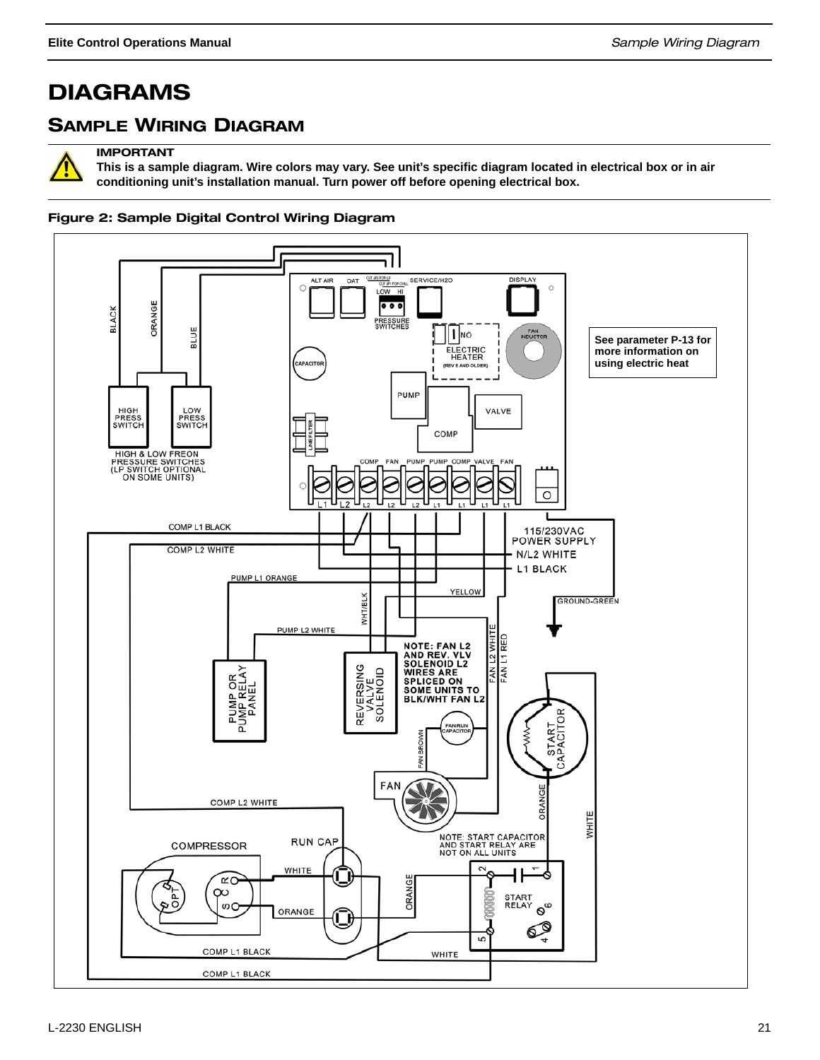# DIAGRAMS

## SAMPLE WIRING DIAGRAM

**IMPORTANT**
**This is a sample diagram. Wire colors may vary. See unit's specific diagram located in electrical box or in air conditioning unit's installation manual. Turn power off before opening electrical box.**

**Figure 2: Sample Digital Control Wiring Diagram**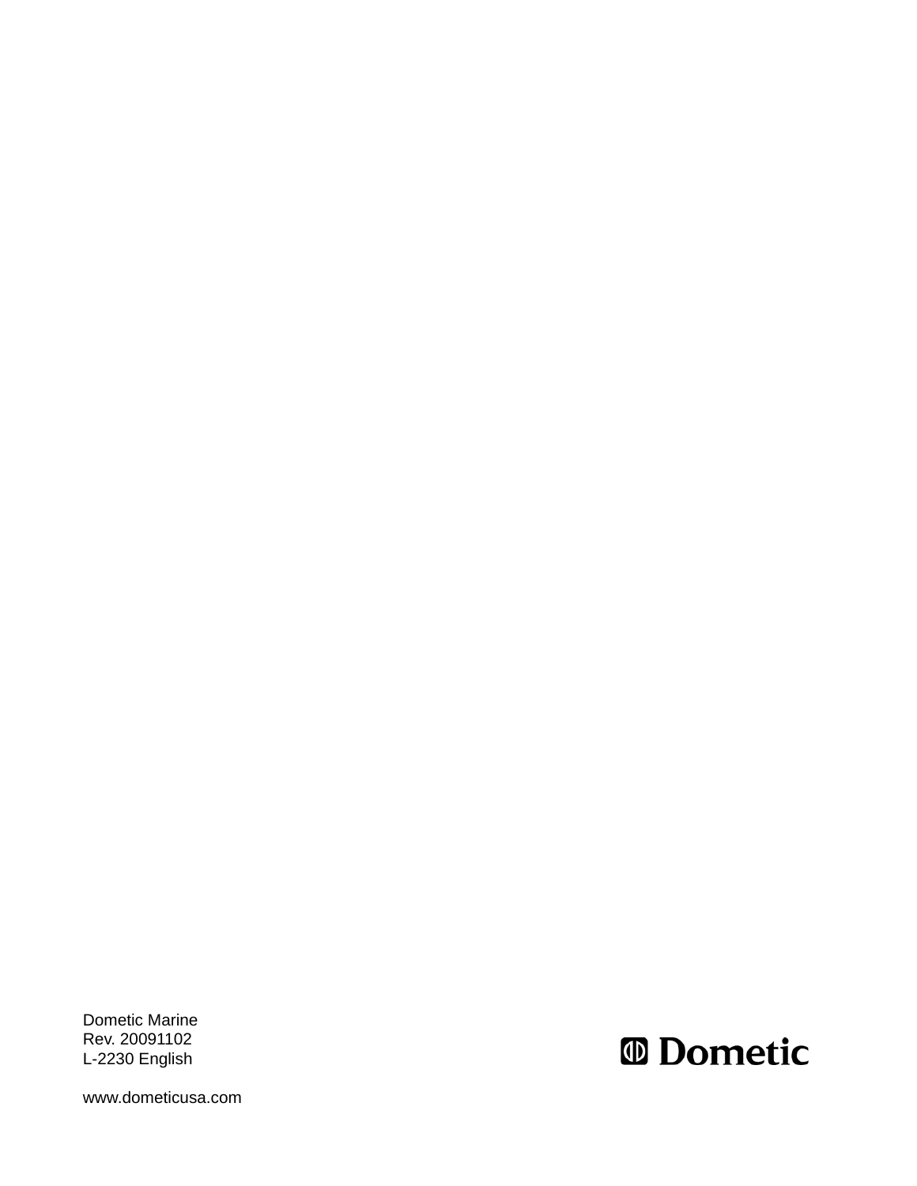Dominant Marine
Rev. 20091102
L-2230 English

www.dometicusa.com

Dometic

Dometic Marine
Rev. 20091102
L-2230 English

www.dometicusa.com

Dometic